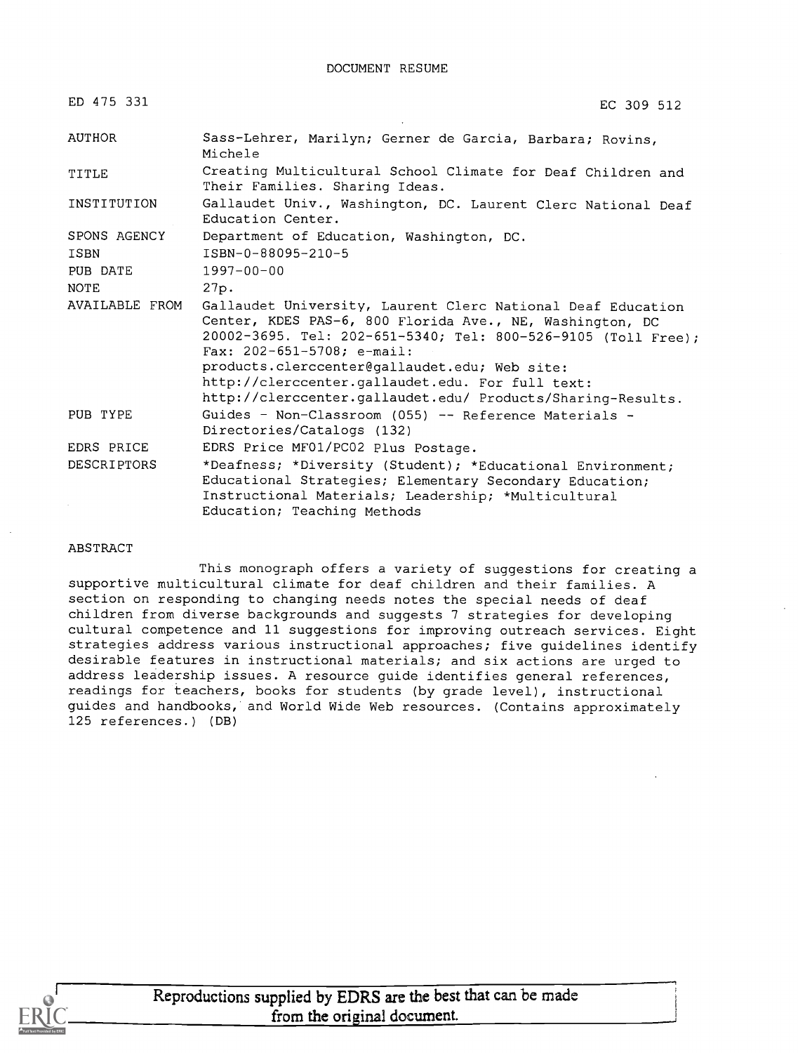DOCUMENT RESUME

| | |
|---|---|
| ED 475 331 | EC 309 512 |
| AUTHOR | Sass-Lehrer, Marilyn; Gerner de Garcia, Barbara; Rovins, Michele |
| TITLE | Creating Multicultural School Climate for Deaf Children and Their Families. Sharing Ideas. |
| INSTITUTION | Gallaudet Univ., Washington, DC. Laurent Clerc National Deaf Education Center. |
| SPONS AGENCY | Department of Education, Washington, DC. |
| ISBN | ISBN-0-88095-210-5 |
| PUB DATE | 1997-00-00 |
| NOTE | 27p. |
| AVAILABLE FROM | Gallaudet University, Laurent Clerc National Deaf Education Center, KDES PAS-6, 800 Florida Ave., NE, Washington, DC 20002-3695. Tel: 202-651-5340; Tel: 800-526-9105 (Toll Free); Fax: 202-651-5708; e-mail: products.clerccenter@gallaudet.edu; Web site: http://clerccenter.gallaudet.edu. For full text: http://clerccenter.gallaudet.edu/ Products/Sharing-Results. |
| PUB TYPE | Guides - Non-Classroom (055) -- Reference Materials - Directories/Catalogs (132) |
| EDRS PRICE | EDRS Price MF01/PC02 Plus Postage. |
| DESCRIPTORS | *Deafness; *Diversity (Student); *Educational Environment; Educational Strategies; Elementary Secondary Education; Instructional Materials; Leadership; *Multicultural Education; Teaching Methods |

ABSTRACT

This monograph offers a variety of suggestions for creating a supportive multicultural climate for deaf children and their families. A section on responding to changing needs notes the special needs of deaf children from diverse backgrounds and suggests 7 strategies for developing cultural competence and 11 suggestions for improving outreach services. Eight strategies address various instructional approaches; five guidelines identify desirable features in instructional materials; and six actions are urged to address leadership issues. A resource guide identifies general references, readings for teachers, books for students (by grade level), instructional guides and handbooks, and World Wide Web resources. (Contains approximately 125 references.) (DB)

Reproductions supplied by EDRS are the best that can be made from the original document.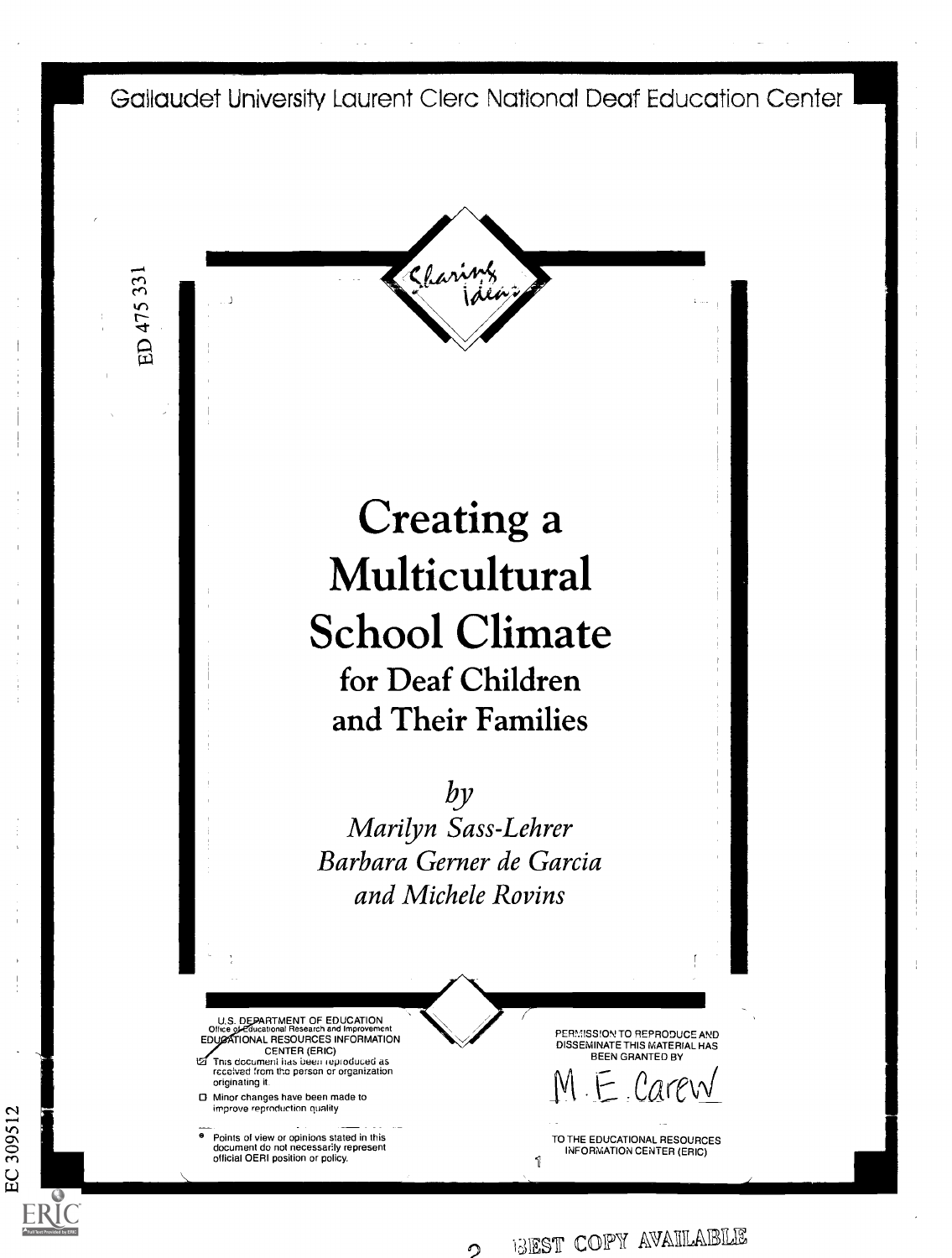Gallaudet University Laurent Clerc National Deaf Education Center

ED 475 331

*Sharing Ideas*

# Creating a Multicultural School Climate

## for Deaf Children and Their Families

*by*

*Marilyn Sass-Lehrer*
*Barbara Gerner de Garcia*
*and Michele Rovins*

U.S. DEPARTMENT OF EDUCATION
Office of Educational Research and Improvement
EDUCATIONAL RESOURCES INFORMATION CENTER (ERIC)

- This document has been reproduced as received from the person or organization originating it.
- Minor changes have been made to improve reproduction quality.
- Points of view or opinions stated in this document do not necessarily represent official OERI position or policy.

PERMISSION TO REPRODUCE AND DISSEMINATE THIS MATERIAL HAS BEEN GRANTED BY

M. E. Carew

TO THE EDUCATIONAL RESOURCES INFORMATION CENTER (ERIC)

EC 309512

BEST COPY AVAILABLE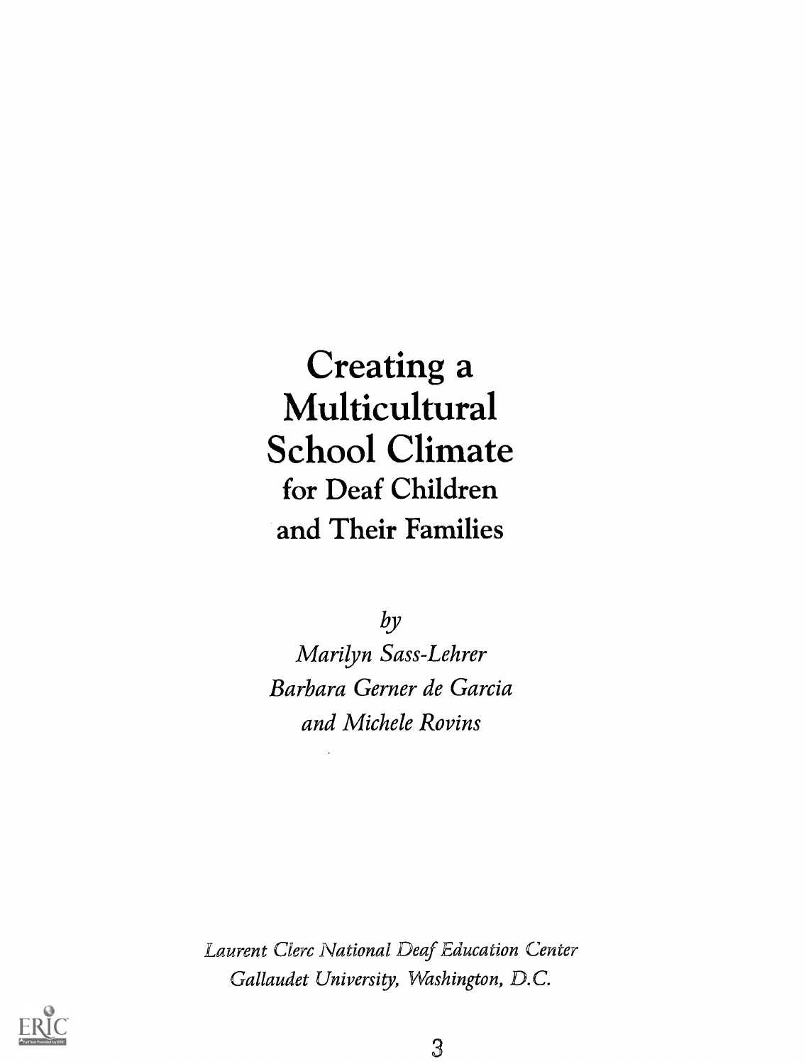# Creating a Multicultural School Climate

## for Deaf Children and Their Families

*by*

*Marilyn Sass-Lehrer*

*Barbara Gerner de Garcia*

*and Michele Rovins*

*Laurent Clerc National Deaf Education Center*

*Gallaudet University, Washington, D.C.*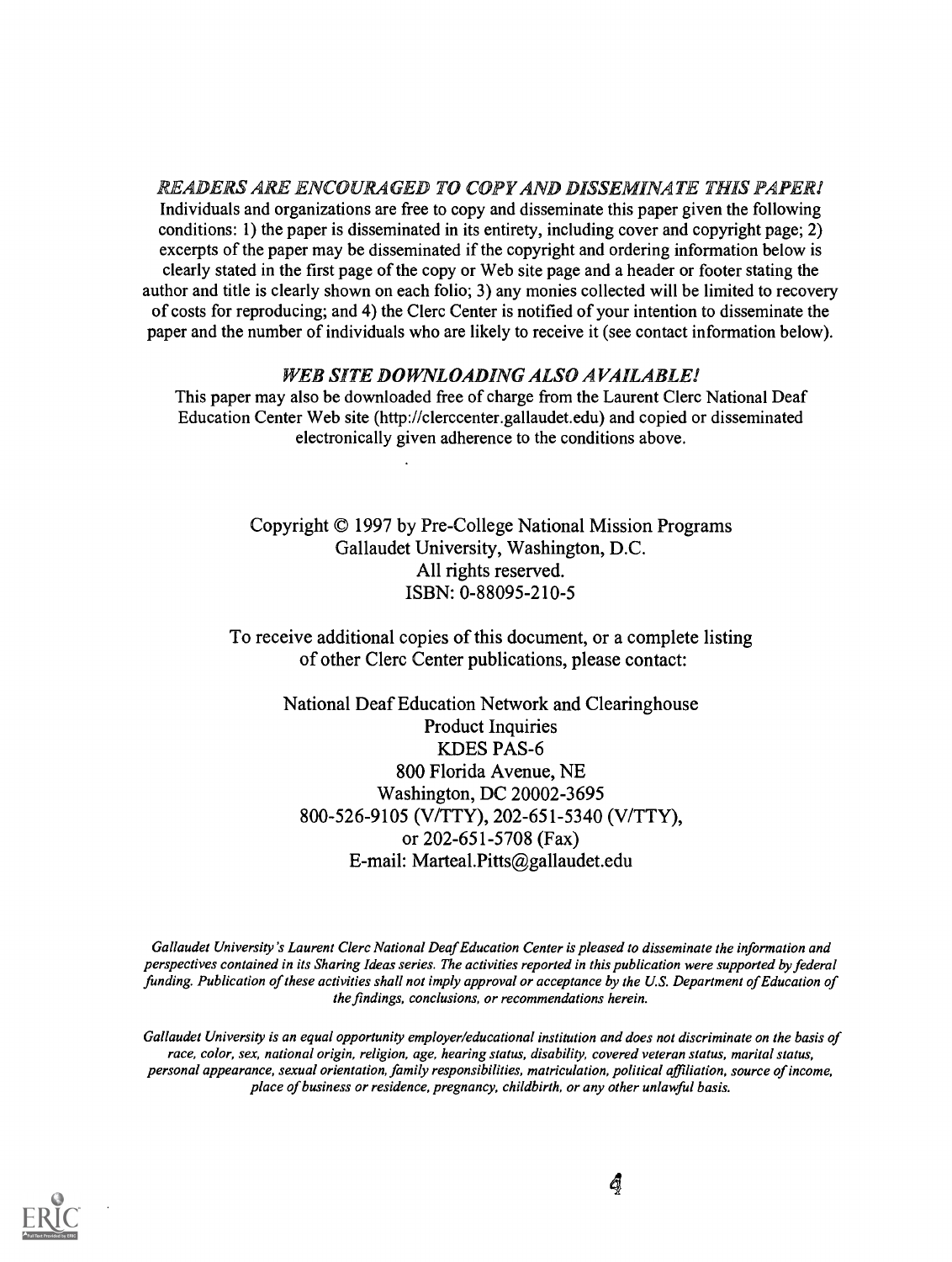*READERS ARE ENCOURAGED TO COPY AND DISSEMINATE THIS PAPER!*

Individuals and organizations are free to copy and disseminate this paper given the following conditions: 1) the paper is disseminated in its entirety, including cover and copyright page; 2) excerpts of the paper may be disseminated if the copyright and ordering information below is clearly stated in the first page of the copy or Web site page and a header or footer stating the author and title is clearly shown on each folio; 3) any monies collected will be limited to recovery of costs for reproducing; and 4) the Clerc Center is notified of your intention to disseminate the paper and the number of individuals who are likely to receive it (see contact information below).

*WEB SITE DOWNLOADING ALSO AVAILABLE!*

This paper may also be downloaded free of charge from the Laurent Clerc National Deaf Education Center Web site (http://clerccenter.gallaudet.edu) and copied or disseminated electronically given adherence to the conditions above.

Copyright © 1997 by Pre-College National Mission Programs
Gallaudet University, Washington, D.C.
All rights reserved.
ISBN: 0-88095-210-5

To receive additional copies of this document, or a complete listing of other Clerc Center publications, please contact:

National Deaf Education Network and Clearinghouse
Product Inquiries
KDES PAS-6
800 Florida Avenue, NE
Washington, DC 20002-3695
800-526-9105 (V/TTY), 202-651-5340 (V/TTY),
or 202-651-5708 (Fax)
E-mail: Marteal.Pitts@gallaudet.edu

*Gallaudet University's Laurent Clerc National Deaf Education Center is pleased to disseminate the information and perspectives contained in its Sharing Ideas series. The activities reported in this publication were supported by federal funding. Publication of these activities shall not imply approval or acceptance by the U.S. Department of Education of the findings, conclusions, or recommendations herein.*

*Gallaudet University is an equal opportunity employer/educational institution and does not discriminate on the basis of race, color, sex, national origin, religion, age, hearing status, disability, covered veteran status, marital status, personal appearance, sexual orientation, family responsibilities, matriculation, political affiliation, source of income, place of business or residence, pregnancy, childbirth, or any other unlawful basis.*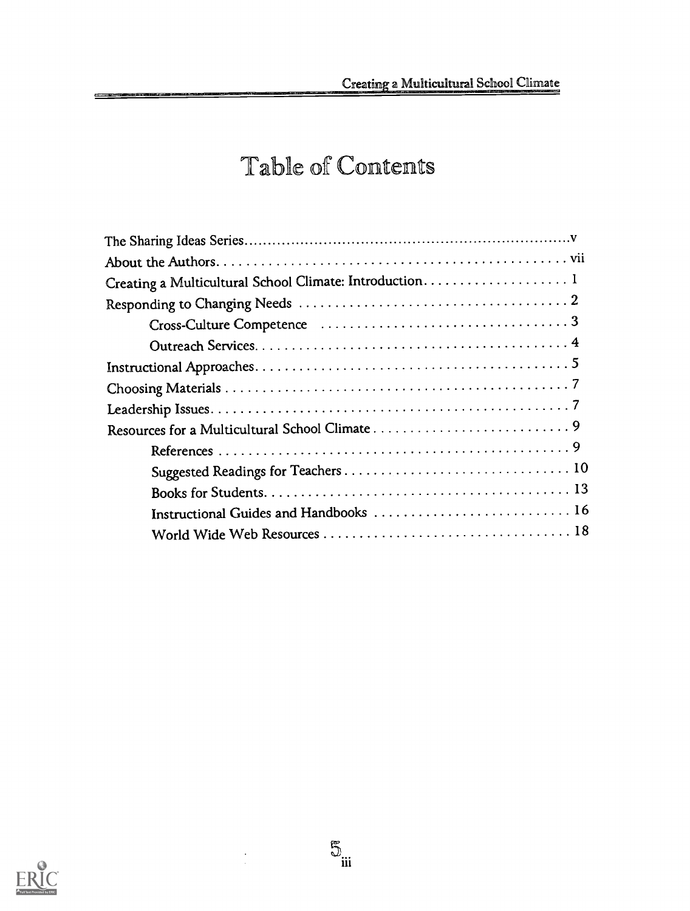# Table of Contents

The Sharing Ideas Series....................v
About the Authors....................vii
Creating a Multicultural School Climate: Introduction....................1
Responding to Changing Needs....................2
- Cross-Culture Competence....................3
- Outreach Services....................4

Instructional Approaches....................5
Choosing Materials....................7
Leadership Issues....................7
Resources for a Multicultural School Climate....................9
- References....................9
- Suggested Readings for Teachers....................10
- Books for Students....................13
- Instructional Guides and Handbooks....................16
- World Wide Web Resources....................18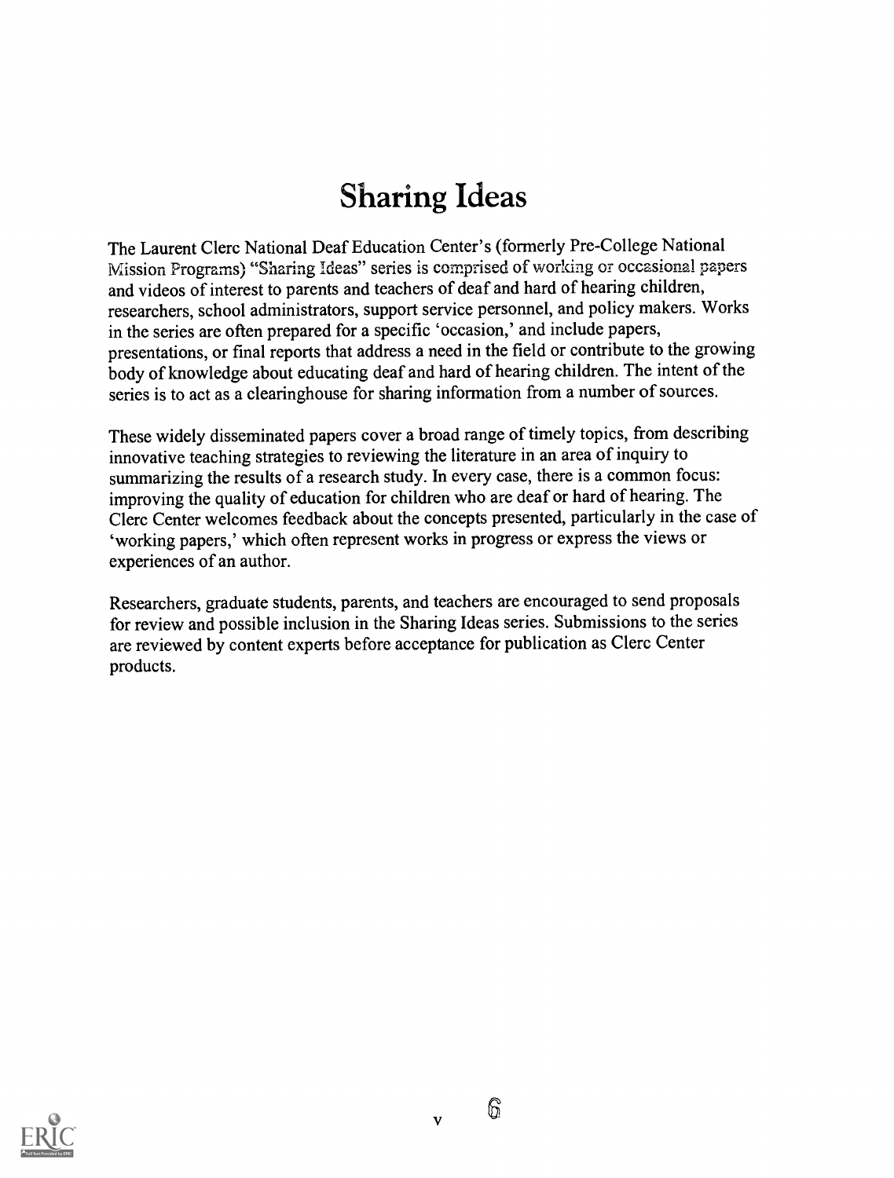# Sharing Ideas

The Laurent Clerc National Deaf Education Center's (formerly Pre-College National Mission Programs) "Sharing Ideas" series is comprised of working or occasional papers and videos of interest to parents and teachers of deaf and hard of hearing children, researchers, school administrators, support service personnel, and policy makers. Works in the series are often prepared for a specific 'occasion,' and include papers, presentations, or final reports that address a need in the field or contribute to the growing body of knowledge about educating deaf and hard of hearing children. The intent of the series is to act as a clearinghouse for sharing information from a number of sources.

These widely disseminated papers cover a broad range of timely topics, from describing innovative teaching strategies to reviewing the literature in an area of inquiry to summarizing the results of a research study. In every case, there is a common focus: improving the quality of education for children who are deaf or hard of hearing. The Clerc Center welcomes feedback about the concepts presented, particularly in the case of 'working papers,' which often represent works in progress or express the views or experiences of an author.

Researchers, graduate students, parents, and teachers are encouraged to send proposals for review and possible inclusion in the Sharing Ideas series. Submissions to the series are reviewed by content experts before acceptance for publication as Clerc Center products.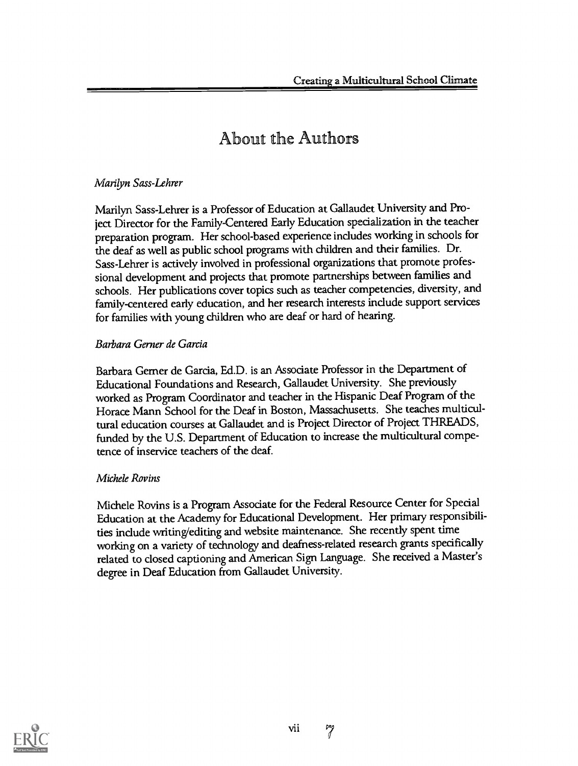# About the Authors

*Marilyn Sass-Lehrer*

Marilyn Sass-Lehrer is a Professor of Education at Gallaudet University and Project Director for the Family-Centered Early Education specialization in the teacher preparation program. Her school-based experience includes working in schools for the deaf as well as public school programs with children and their families. Dr. Sass-Lehrer is actively involved in professional organizations that promote professional development and projects that promote partnerships between families and schools. Her publications cover topics such as teacher competencies, diversity, and family-centered early education, and her research interests include support services for families with young children who are deaf or hard of hearing.

*Barbara Gerner de Garcia*

Barbara Gerner de Garcia, Ed.D. is an Associate Professor in the Department of Educational Foundations and Research, Gallaudet University. She previously worked as Program Coordinator and teacher in the Hispanic Deaf Program of the Horace Mann School for the Deaf in Boston, Massachusetts. She teaches multicultural education courses at Gallaudet and is Project Director of Project THREADS, funded by the U.S. Department of Education to increase the multicultural competence of inservice teachers of the deaf.

*Michele Rovins*

Michele Rovins is a Program Associate for the Federal Resource Center for Special Education at the Academy for Educational Development. Her primary responsibilities include writing/editing and website maintenance. She recently spent time working on a variety of technology and deafness-related research grants specifically related to closed captioning and American Sign Language. She received a Master's degree in Deaf Education from Gallaudet University.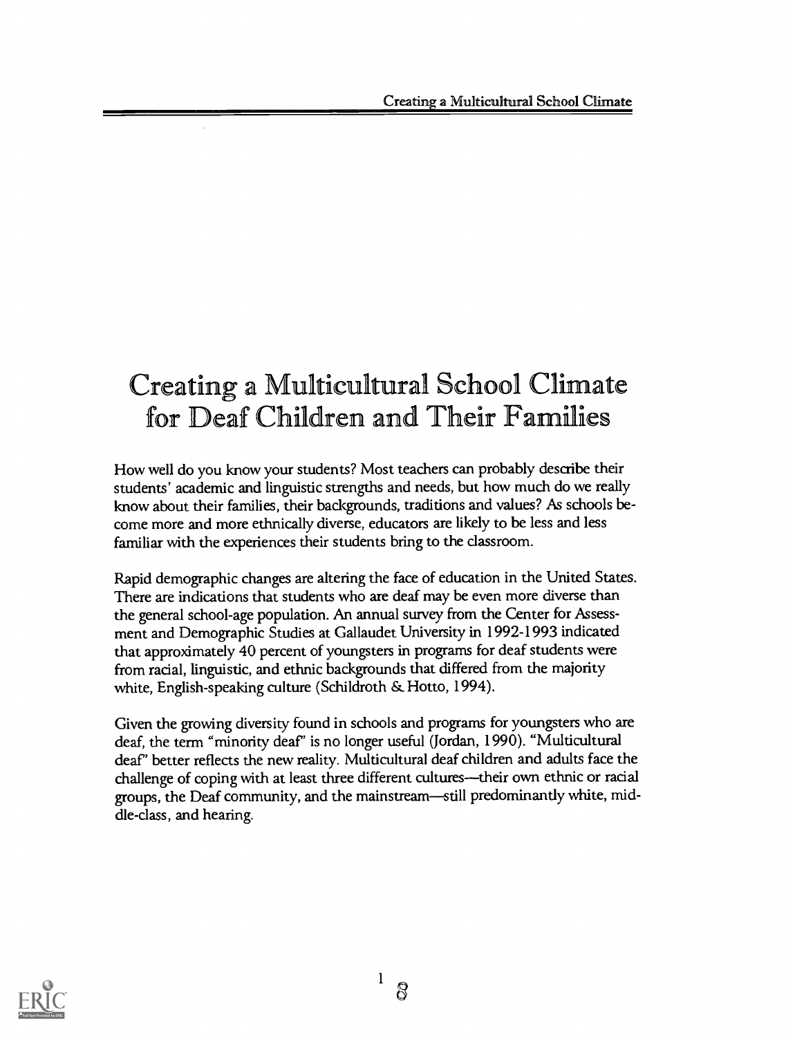# Creating a Multicultural School Climate for Deaf Children and Their Families

How well do you know your students? Most teachers can probably describe their students' academic and linguistic strengths and needs, but how much do we really know about their families, their backgrounds, traditions and values? As schools become more and more ethnically diverse, educators are likely to be less and less familiar with the experiences their students bring to the classroom.

Rapid demographic changes are altering the face of education in the United States. There are indications that students who are deaf may be even more diverse than the general school-age population. An annual survey from the Center for Assessment and Demographic Studies at Gallaudet University in 1992-1993 indicated that approximately 40 percent of youngsters in programs for deaf students were from racial, linguistic, and ethnic backgrounds that differed from the majority white, English-speaking culture (Schildroth & Hotto, 1994).

Given the growing diversity found in schools and programs for youngsters who are deaf, the term "minority deaf" is no longer useful (Jordan, 1990). "Multicultural deaf" better reflects the new reality. Multicultural deaf children and adults face the challenge of coping with at least three different cultures—their own ethnic or racial groups, the Deaf community, and the mainstream—still predominantly white, middle-class, and hearing.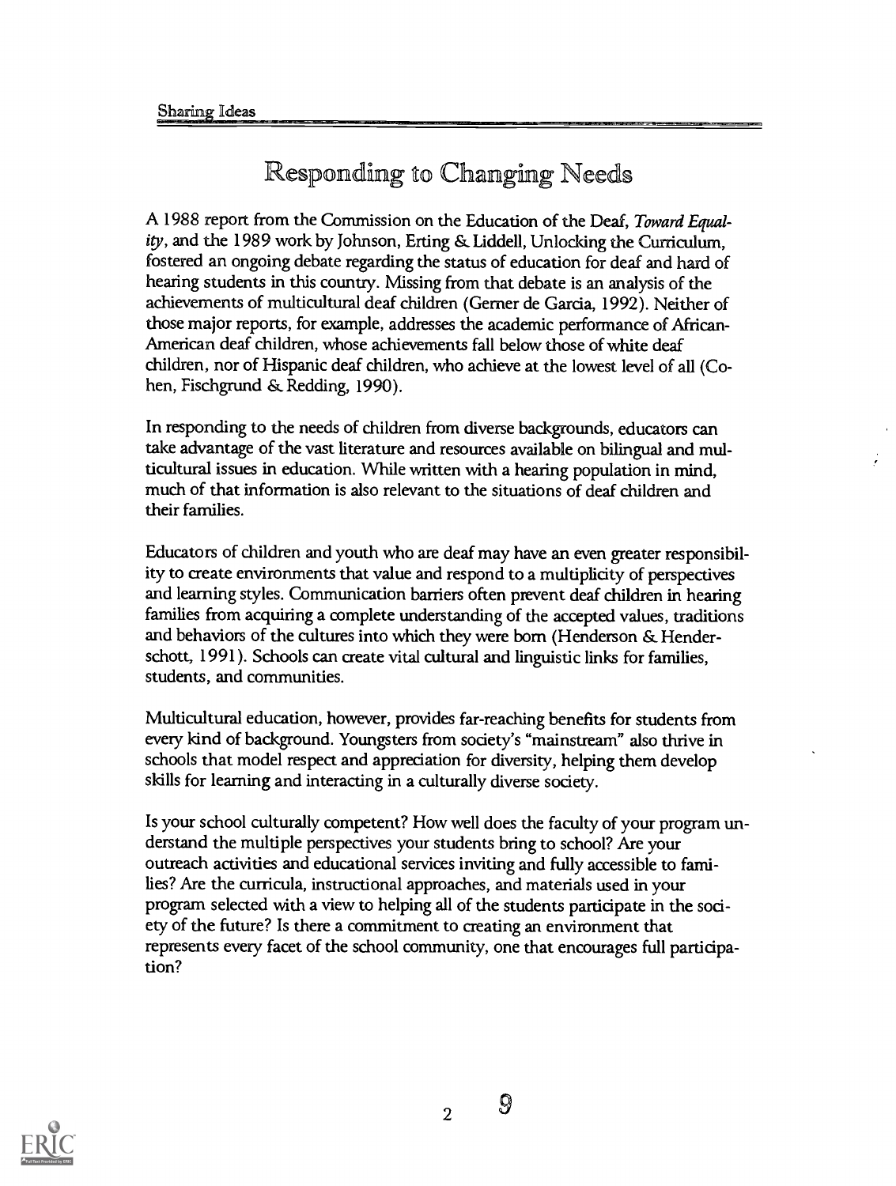# Responding to Changing Needs

A 1988 report from the Commission on the Education of the Deaf, *Toward Equality*, and the 1989 work by Johnson, Erting & Liddell, Unlocking the Curriculum, fostered an ongoing debate regarding the status of education for deaf and hard of hearing students in this country. Missing from that debate is an analysis of the achievements of multicultural deaf children (Gerner de Garcia, 1992). Neither of those major reports, for example, addresses the academic performance of African-American deaf children, whose achievements fall below those of white deaf children, nor of Hispanic deaf children, who achieve at the lowest level of all (Cohen, Fischgrund & Redding, 1990).

In responding to the needs of children from diverse backgrounds, educators can take advantage of the vast literature and resources available on bilingual and multicultural issues in education. While written with a hearing population in mind, much of that information is also relevant to the situations of deaf children and their families.

Educators of children and youth who are deaf may have an even greater responsibility to create environments that value and respond to a multiplicity of perspectives and learning styles. Communication barriers often prevent deaf children in hearing families from acquiring a complete understanding of the accepted values, traditions and behaviors of the cultures into which they were born (Henderson & Henderschott, 1991). Schools can create vital cultural and linguistic links for families, students, and communities.

Multicultural education, however, provides far-reaching benefits for students from every kind of background. Youngsters from society's "mainstream" also thrive in schools that model respect and appreciation for diversity, helping them develop skills for learning and interacting in a culturally diverse society.

Is your school culturally competent? How well does the faculty of your program understand the multiple perspectives your students bring to school? Are your outreach activities and educational services inviting and fully accessible to families? Are the curricula, instructional approaches, and materials used in your program selected with a view to helping all of the students participate in the society of the future? Is there a commitment to creating an environment that represents every facet of the school community, one that encourages full participation?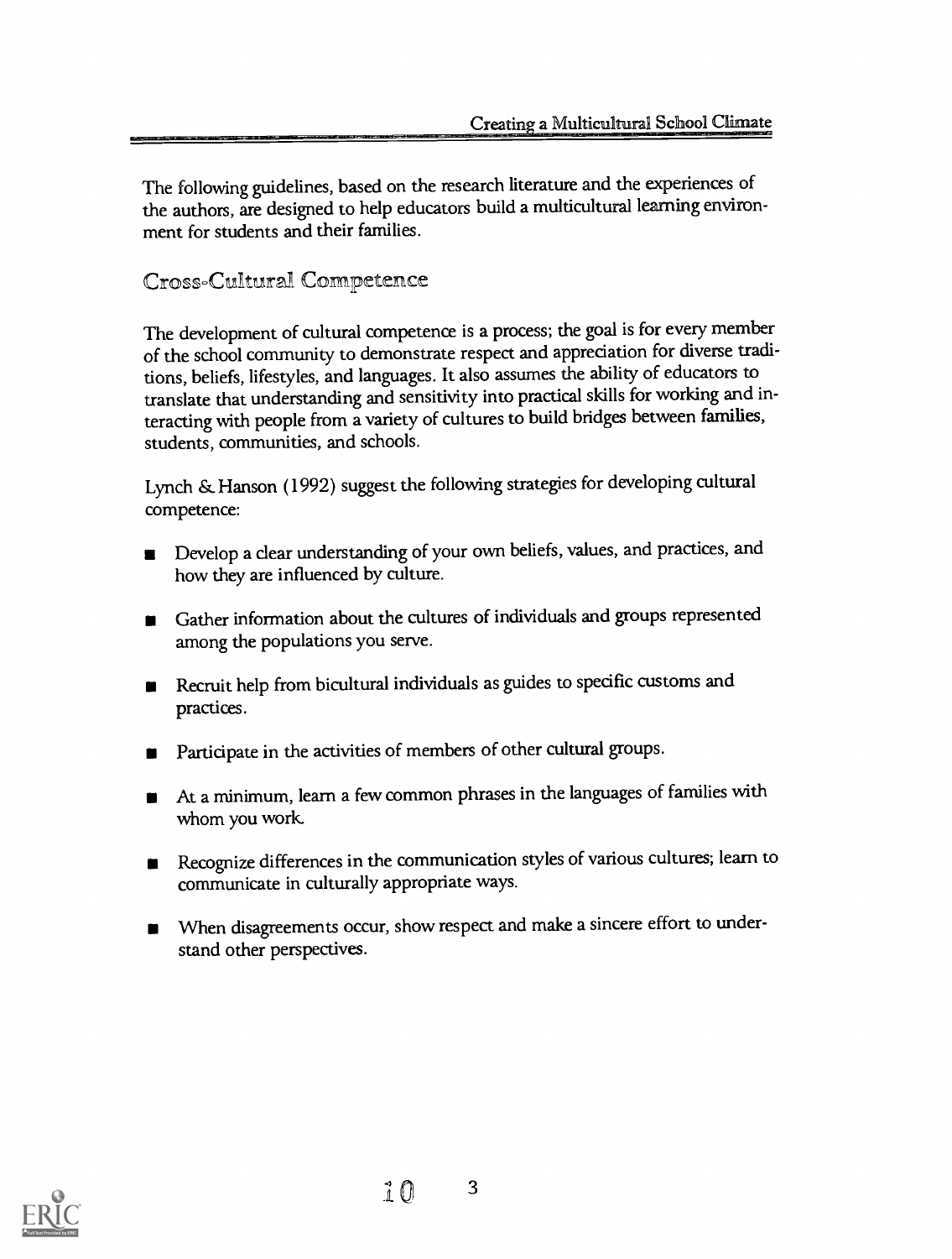The following guidelines, based on the research literature and the experiences of the authors, are designed to help educators build a multicultural learning environment for students and their families.

## Cross-Cultural Competence

The development of cultural competence is a process; the goal is for every member of the school community to demonstrate respect and appreciation for diverse traditions, beliefs, lifestyles, and languages. It also assumes the ability of educators to translate that understanding and sensitivity into practical skills for working and interacting with people from a variety of cultures to build bridges between families, students, communities, and schools.

Lynch & Hanson (1992) suggest the following strategies for developing cultural competence:

- Develop a clear understanding of your own beliefs, values, and practices, and how they are influenced by culture.
- Gather information about the cultures of individuals and groups represented among the populations you serve.
- Recruit help from bicultural individuals as guides to specific customs and practices.
- Participate in the activities of members of other cultural groups.
- At a minimum, learn a few common phrases in the languages of families with whom you work.
- Recognize differences in the communication styles of various cultures; learn to communicate in culturally appropriate ways.
- When disagreements occur, show respect and make a sincere effort to understand other perspectives.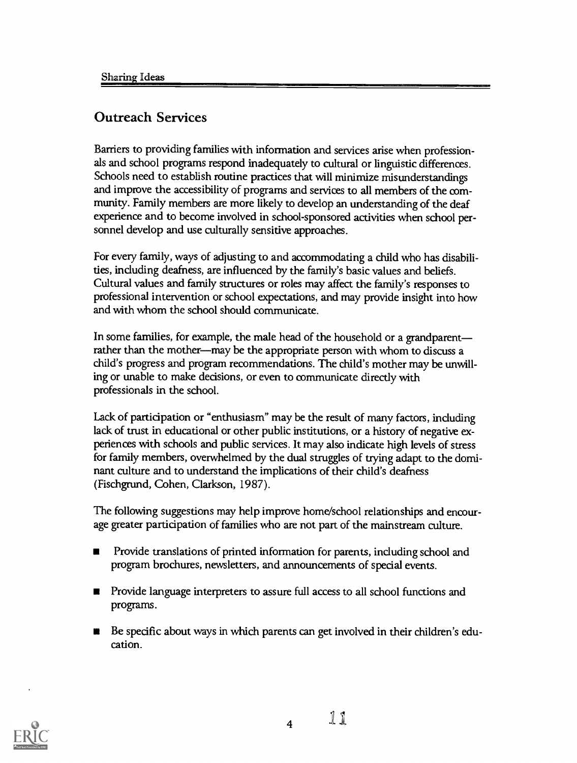## Outreach Services

Barriers to providing families with information and services arise when professionals and school programs respond inadequately to cultural or linguistic differences. Schools need to establish routine practices that will minimize misunderstandings and improve the accessibility of programs and services to all members of the community. Family members are more likely to develop an understanding of the deaf experience and to become involved in school-sponsored activities when school personnel develop and use culturally sensitive approaches.

For every family, ways of adjusting to and accommodating a child who has disabilities, including deafness, are influenced by the family's basic values and beliefs. Cultural values and family structures or roles may affect the family's responses to professional intervention or school expectations, and may provide insight into how and with whom the school should communicate.

In some families, for example, the male head of the household or a grandparent—rather than the mother—may be the appropriate person with whom to discuss a child's progress and program recommendations. The child's mother may be unwilling or unable to make decisions, or even to communicate directly with professionals in the school.

Lack of participation or "enthusiasm" may be the result of many factors, including lack of trust in educational or other public institutions, or a history of negative experiences with schools and public services. It may also indicate high levels of stress for family members, overwhelmed by the dual struggles of trying adapt to the dominant culture and to understand the implications of their child's deafness (Fischgrund, Cohen, Clarkson, 1987).

The following suggestions may help improve home/school relationships and encourage greater participation of families who are not part of the mainstream culture.

- Provide translations of printed information for parents, including school and program brochures, newsletters, and announcements of special events.
- Provide language interpreters to assure full access to all school functions and programs.
- Be specific about ways in which parents can get involved in their children's education.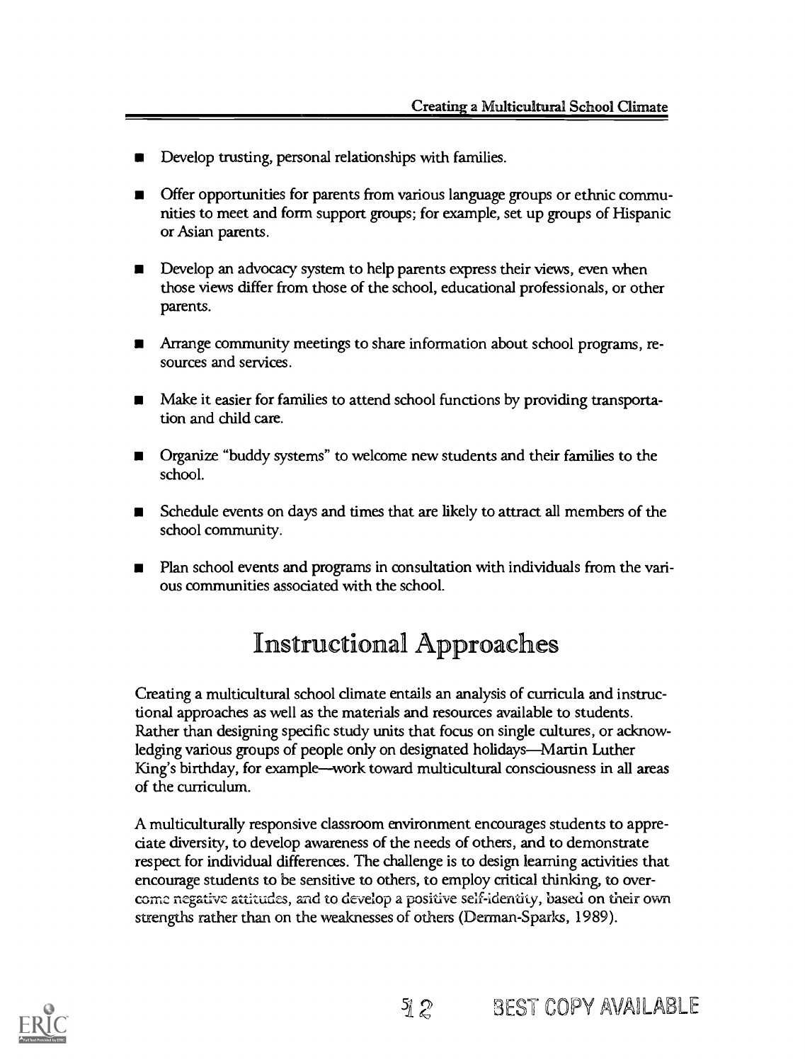- Develop trusting, personal relationships with families.
- Offer opportunities for parents from various language groups or ethnic communities to meet and form support groups; for example, set up groups of Hispanic or Asian parents.
- Develop an advocacy system to help parents express their views, even when those views differ from those of the school, educational professionals, or other parents.
- Arrange community meetings to share information about school programs, resources and services.
- Make it easier for families to attend school functions by providing transportation and child care.
- Organize "buddy systems" to welcome new students and their families to the school.
- Schedule events on days and times that are likely to attract all members of the school community.
- Plan school events and programs in consultation with individuals from the various communities associated with the school.

## Instructional Approaches

Creating a multicultural school climate entails an analysis of curricula and instructional approaches as well as the materials and resources available to students. Rather than designing specific study units that focus on single cultures, or acknowledging various groups of people only on designated holidays—Martin Luther King's birthday, for example—work toward multicultural consciousness in all areas of the curriculum.

A multiculturally responsive classroom environment encourages students to appreciate diversity, to develop awareness of the needs of others, and to demonstrate respect for individual differences. The challenge is to design learning activities that encourage students to be sensitive to others, to employ critical thinking, to overcome negative attitudes, and to develop a positive self-identity, based on their own strengths rather than on the weaknesses of others (Derman-Sparks, 1989).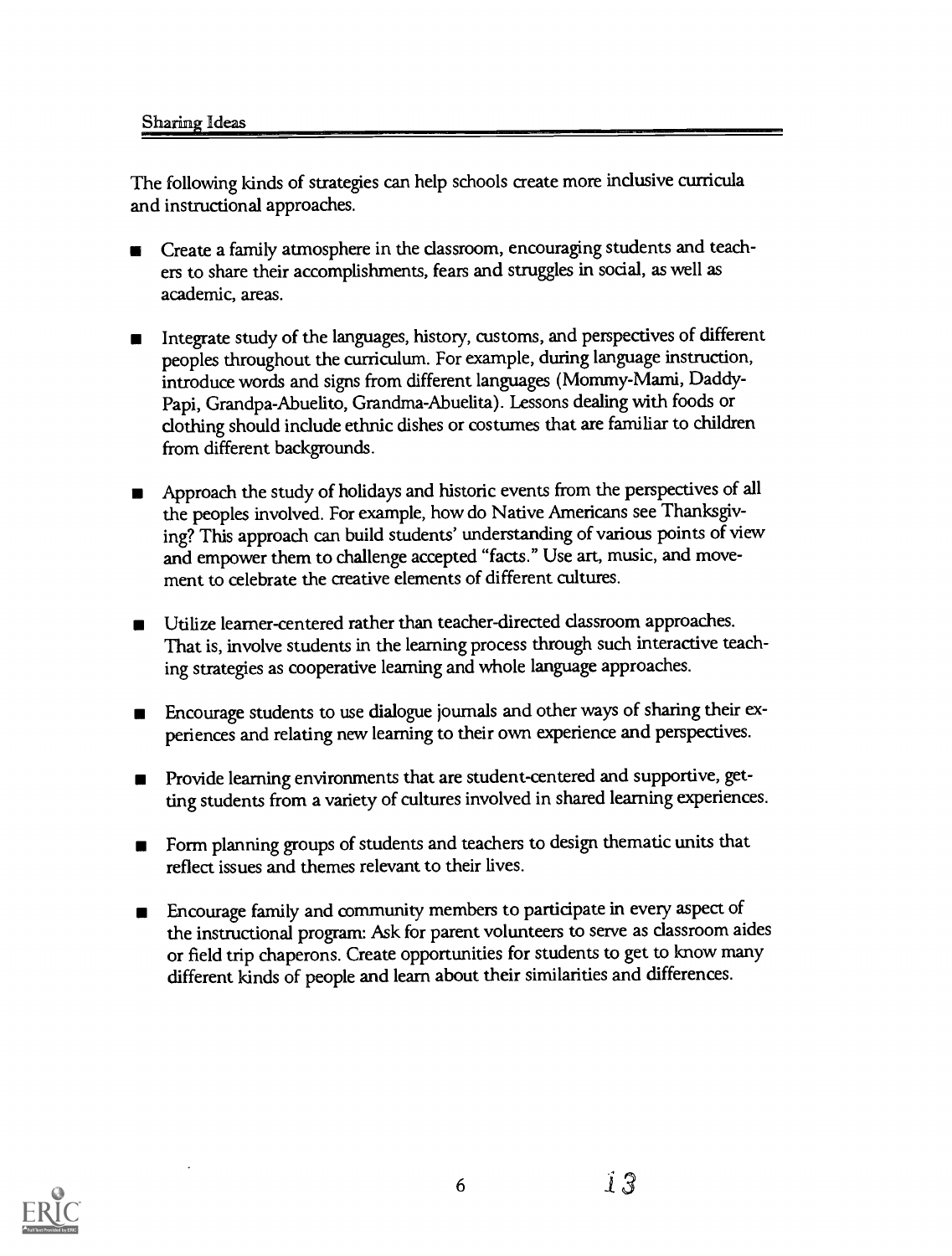## Sharing Ideas

The following kinds of strategies can help schools create more inclusive curricula and instructional approaches.

- Create a family atmosphere in the classroom, encouraging students and teachers to share their accomplishments, fears and struggles in social, as well as academic, areas.
- Integrate study of the languages, history, customs, and perspectives of different peoples throughout the curriculum. For example, during language instruction, introduce words and signs from different languages (Mommy-Mami, Daddy-Papi, Grandpa-Abuelito, Grandma-Abuelita). Lessons dealing with foods or clothing should include ethnic dishes or costumes that are familiar to children from different backgrounds.
- Approach the study of holidays and historic events from the perspectives of all the peoples involved. For example, how do Native Americans see Thanksgiving? This approach can build students' understanding of various points of view and empower them to challenge accepted "facts." Use art, music, and movement to celebrate the creative elements of different cultures.
- Utilize learner-centered rather than teacher-directed classroom approaches. That is, involve students in the learning process through such interactive teaching strategies as cooperative learning and whole language approaches.
- Encourage students to use dialogue journals and other ways of sharing their experiences and relating new learning to their own experience and perspectives.
- Provide learning environments that are student-centered and supportive, getting students from a variety of cultures involved in shared learning experiences.
- Form planning groups of students and teachers to design thematic units that reflect issues and themes relevant to their lives.
- Encourage family and community members to participate in every aspect of the instructional program: Ask for parent volunteers to serve as classroom aides or field trip chaperons. Create opportunities for students to get to know many different kinds of people and learn about their similarities and differences.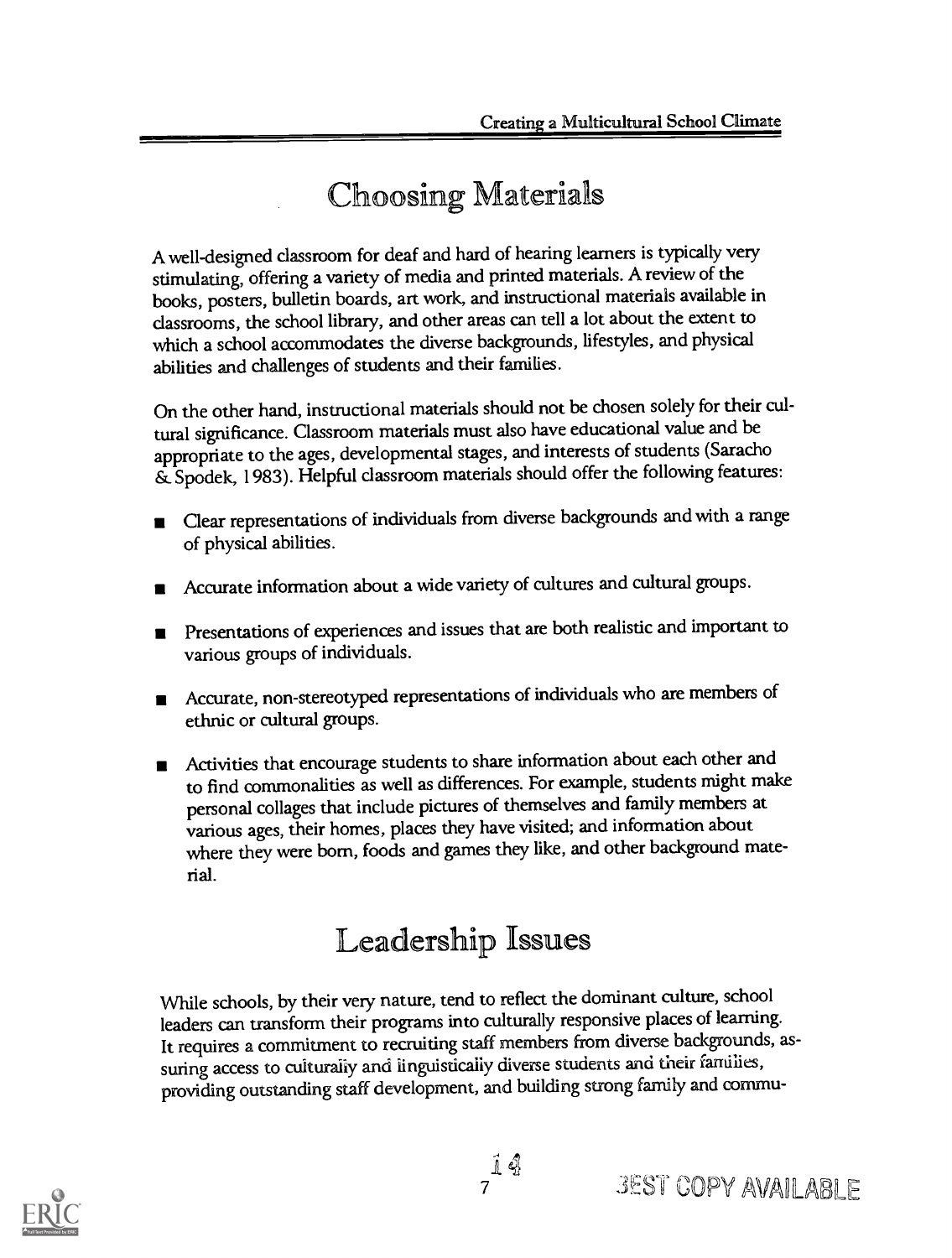# Choosing Materials

A well-designed classroom for deaf and hard of hearing learners is typically very stimulating, offering a variety of media and printed materials. A review of the books, posters, bulletin boards, art work, and instructional materials available in classrooms, the school library, and other areas can tell a lot about the extent to which a school accommodates the diverse backgrounds, lifestyles, and physical abilities and challenges of students and their families.

On the other hand, instructional materials should not be chosen solely for their cultural significance. Classroom materials must also have educational value and be appropriate to the ages, developmental stages, and interests of students (Saracho & Spodek, 1983). Helpful classroom materials should offer the following features:

- Clear representations of individuals from diverse backgrounds and with a range of physical abilities.
- Accurate information about a wide variety of cultures and cultural groups.
- Presentations of experiences and issues that are both realistic and important to various groups of individuals.
- Accurate, non-stereotyped representations of individuals who are members of ethnic or cultural groups.
- Activities that encourage students to share information about each other and to find commonalities as well as differences. For example, students might make personal collages that include pictures of themselves and family members at various ages, their homes, places they have visited; and information about where they were born, foods and games they like, and other background material.

# Leadership Issues

While schools, by their very nature, tend to reflect the dominant culture, school leaders can transform their programs into culturally responsive places of learning. It requires a commitment to recruiting staff members from diverse backgrounds, assuring access to culturally and linguistically diverse students and their families, providing outstanding staff development, and building strong family and commu-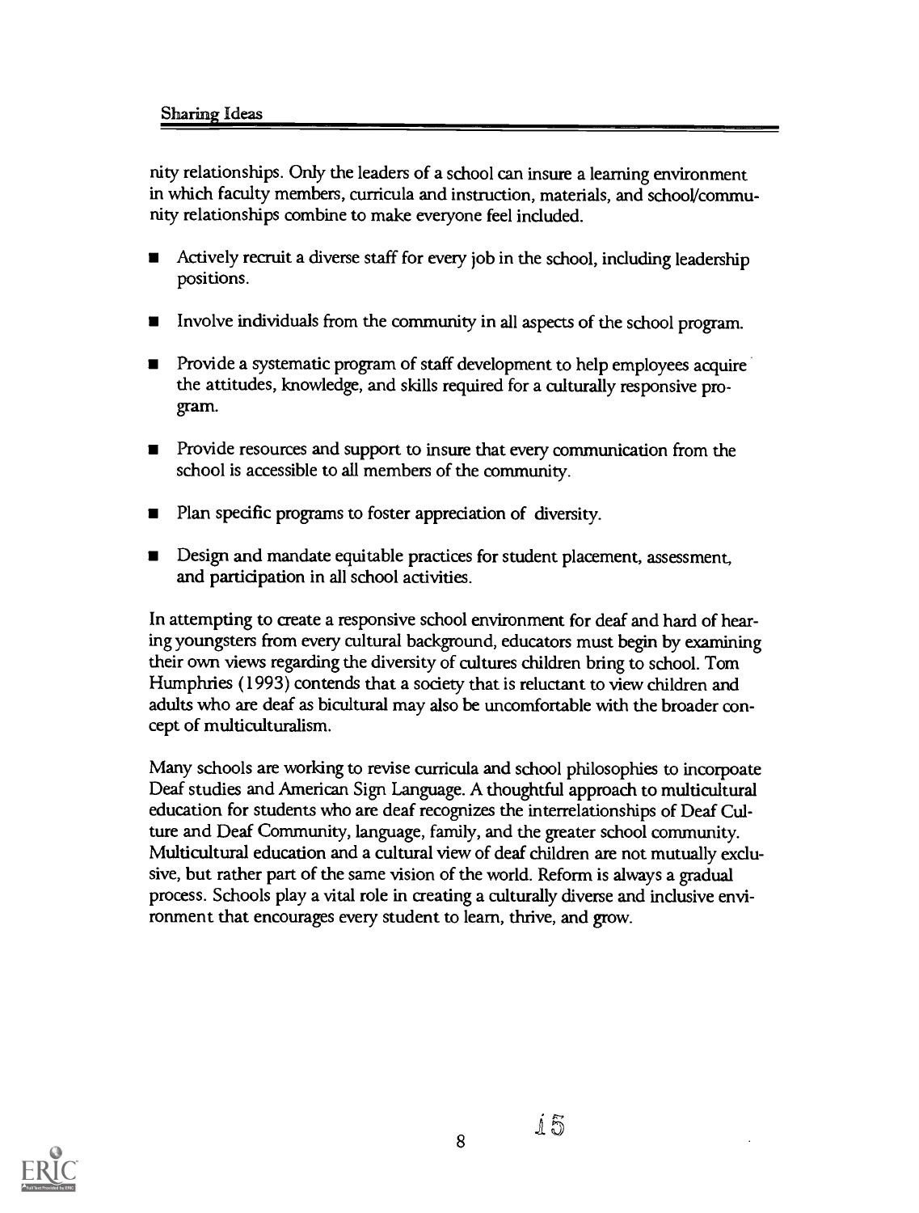nity relationships. Only the leaders of a school can insure a learning environment in which faculty members, curricula and instruction, materials, and school/community relationships combine to make everyone feel included.

- Actively recruit a diverse staff for every job in the school, including leadership positions.
- Involve individuals from the community in all aspects of the school program.
- Provide a systematic program of staff development to help employees acquire the attitudes, knowledge, and skills required for a culturally responsive program.
- Provide resources and support to insure that every communication from the school is accessible to all members of the community.
- Plan specific programs to foster appreciation of diversity.
- Design and mandate equitable practices for student placement, assessment, and participation in all school activities.

In attempting to create a responsive school environment for deaf and hard of hearing youngsters from every cultural background, educators must begin by examining their own views regarding the diversity of cultures children bring to school. Tom Humphries (1993) contends that a society that is reluctant to view children and adults who are deaf as bicultural may also be uncomfortable with the broader concept of multiculturalism.

Many schools are working to revise curricula and school philosophies to incorpoate Deaf studies and American Sign Language. A thoughtful approach to multicultural education for students who are deaf recognizes the interrelationships of Deaf Culture and Deaf Community, language, family, and the greater school community. Multicultural education and a cultural view of deaf children are not mutually exclusive, but rather part of the same vision of the world. Reform is always a gradual process. Schools play a vital role in creating a culturally diverse and inclusive environment that encourages every student to learn, thrive, and grow.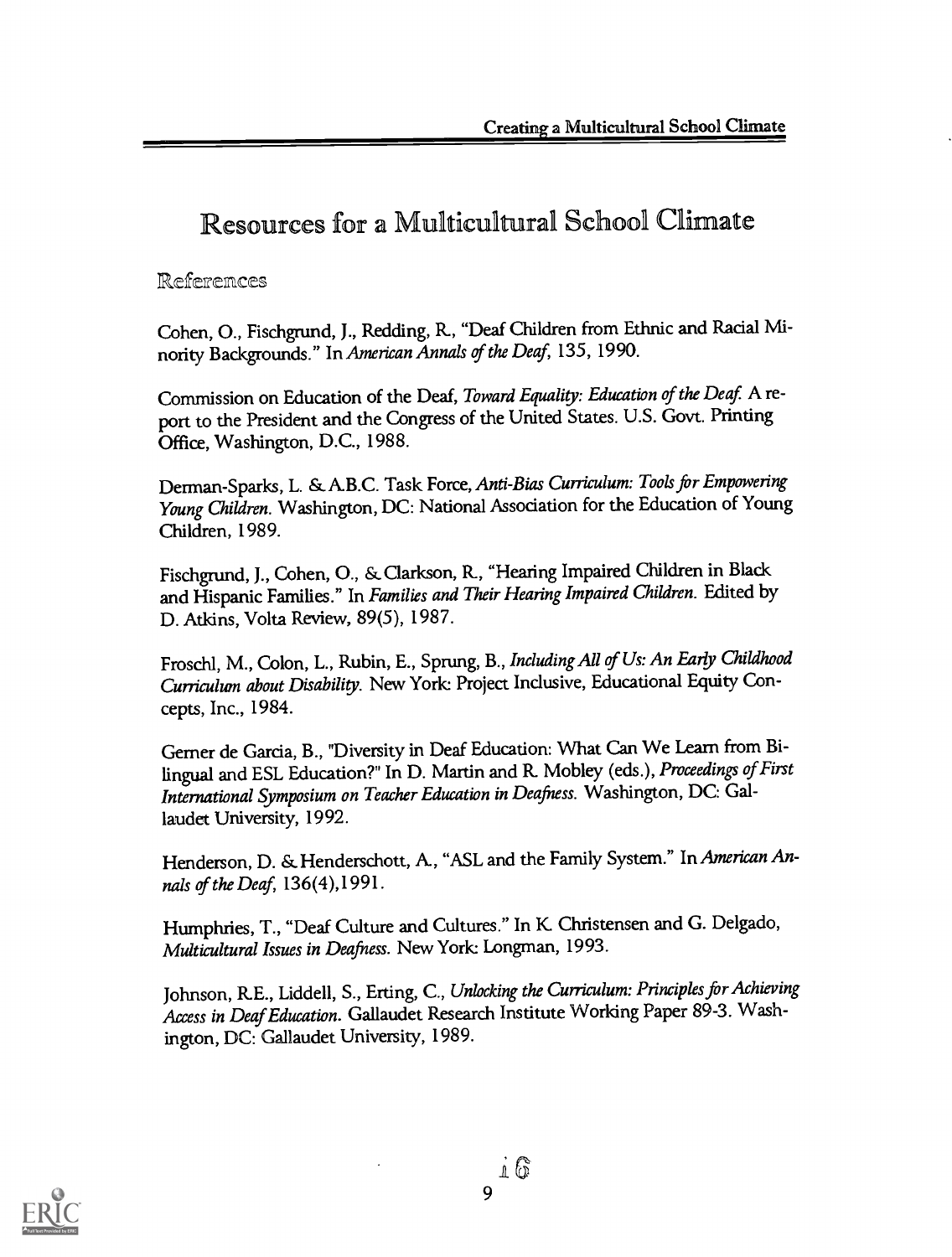# Resources for a Multicultural School Climate

## References

Cohen, O., Fischgrund, J., Redding, R., "Deaf Children from Ethnic and Racial Minority Backgrounds." In *American Annals of the Deaf*, 135, 1990.

Commission on Education of the Deaf, *Toward Equality: Education of the Deaf.* A report to the President and the Congress of the United States. U.S. Govt. Printing Office, Washington, D.C., 1988.

Derman-Sparks, L. & A.B.C. Task Force, *Anti-Bias Curriculum: Tools for Empowering Young Children.* Washington, DC: National Association for the Education of Young Children, 1989.

Fischgrund, J., Cohen, O., & Clarkson, R., "Hearing Impaired Children in Black and Hispanic Families." In *Families and Their Hearing Impaired Children.* Edited by D. Atkins, Volta Review, 89(5), 1987.

Froschl, M., Colon, L., Rubin, E., Sprung, B., *Including All of Us: An Early Childhood Curriculum about Disability.* New York: Project Inclusive, Educational Equity Concepts, Inc., 1984.

Gerner de Garcia, B., "Diversity in Deaf Education: What Can We Learn from Bilingual and ESL Education?" In D. Martin and R. Mobley (eds.), *Proceedings of First International Symposium on Teacher Education in Deafness.* Washington, DC: Gallaudet University, 1992.

Henderson, D. & Henderschott, A., "ASL and the Family System." In *American Annals of the Deaf*, 136(4), 1991.

Humphries, T., "Deaf Culture and Cultures." In K. Christensen and G. Delgado, *Multicultural Issues in Deafness.* New York: Longman, 1993.

Johnson, R.E., Liddell, S., Erting, C., *Unlocking the Curriculum: Principles for Achieving Access in Deaf Education.* Gallaudet Research Institute Working Paper 89-3. Washington, DC: Gallaudet University, 1989.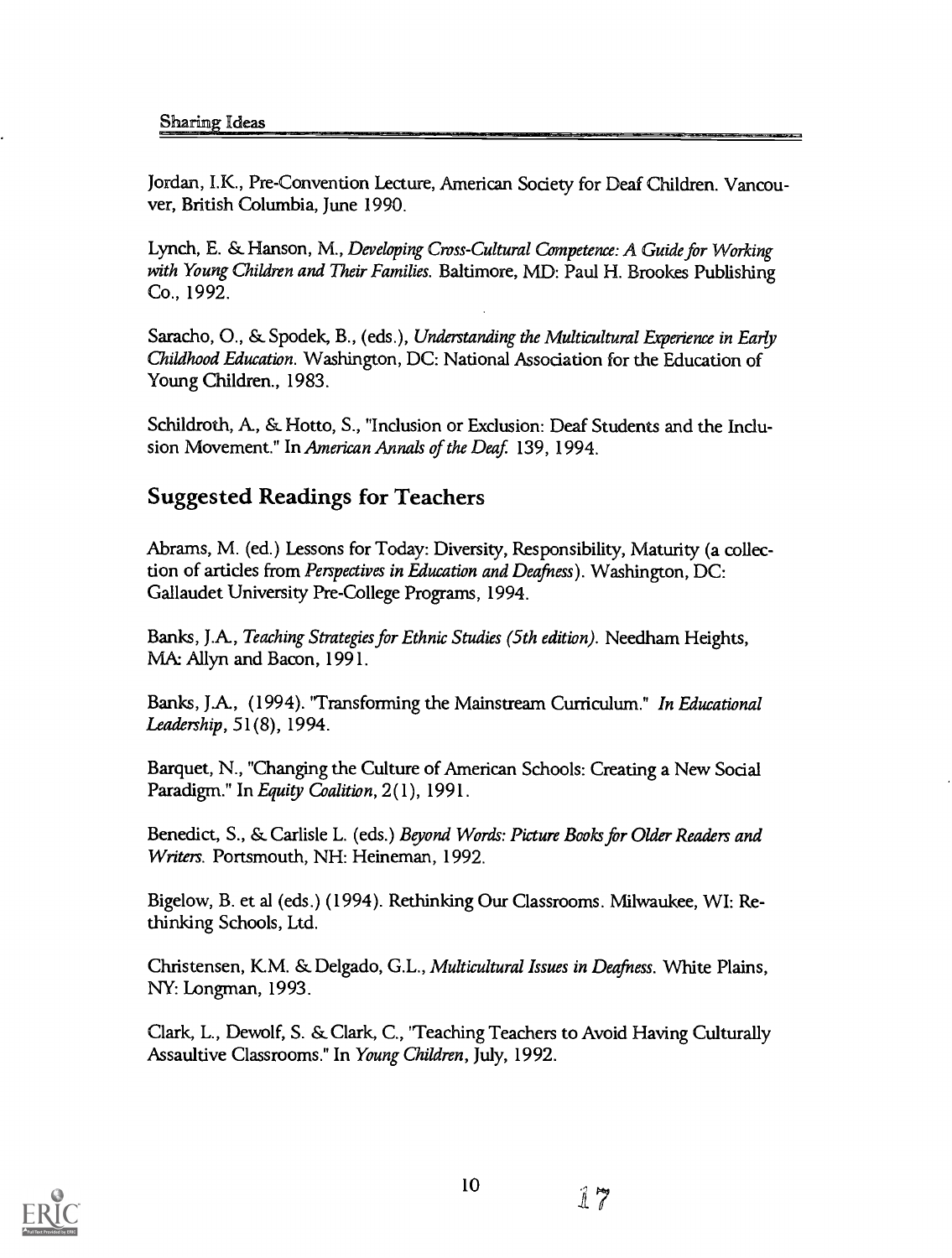Jordan, I.K., Pre-Convention Lecture, American Society for Deaf Children. Vancouver, British Columbia, June 1990.

Lynch, E. & Hanson, M., *Developing Cross-Cultural Competence: A Guide for Working with Young Children and Their Families.* Baltimore, MD: Paul H. Brookes Publishing Co., 1992.

Saracho, O., & Spodek, B., (eds.), *Understanding the Multicultural Experience in Early Childhood Education.* Washington, DC: National Association for the Education of Young Children., 1983.

Schildroth, A., & Hotto, S., "Inclusion or Exclusion: Deaf Students and the Inclusion Movement." In *American Annals of the Deaf.* 139, 1994.

## Suggested Readings for Teachers

Abrams, M. (ed.) Lessons for Today: Diversity, Responsibility, Maturity (a collection of articles from *Perspectives in Education and Deafness*). Washington, DC: Gallaudet University Pre-College Programs, 1994.

Banks, J.A., *Teaching Strategies for Ethnic Studies (5th edition).* Needham Heights, MA: Allyn and Bacon, 1991.

Banks, J.A., (1994). "Transforming the Mainstream Curriculum." *In Educational Leadership*, 51(8), 1994.

Barquet, N., "Changing the Culture of American Schools: Creating a New Social Paradigm." In *Equity Coalition*, 2(1), 1991.

Benedict, S., & Carlisle L. (eds.) *Beyond Words: Picture Books for Older Readers and Writers.* Portsmouth, NH: Heineman, 1992.

Bigelow, B. et al (eds.) (1994). Rethinking Our Classrooms. Milwaukee, WI: Rethinking Schools, Ltd.

Christensen, K.M. & Delgado, G.L., *Multicultural Issues in Deafness.* White Plains, NY: Longman, 1993.

Clark, L., Dewolf, S. & Clark, C., "Teaching Teachers to Avoid Having Culturally Assaultive Classrooms." In *Young Children*, July, 1992.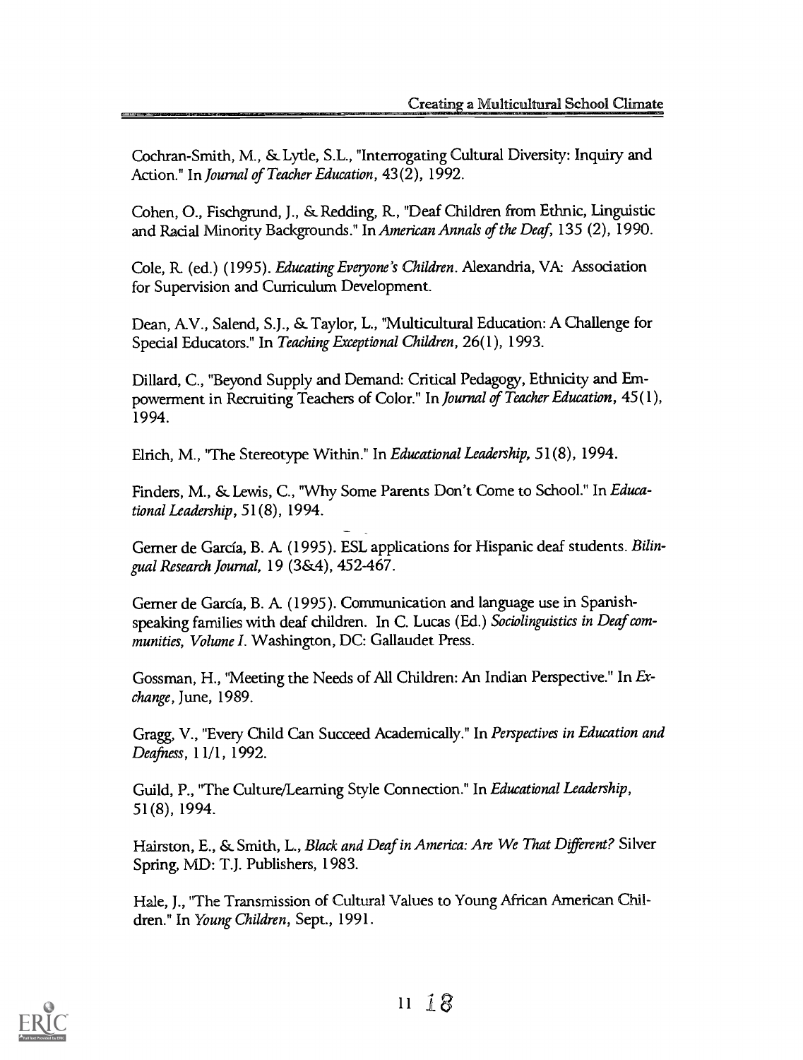Cochran-Smith, M., & Lytle, S.L., "Interrogating Cultural Diversity: Inquiry and Action." In *Journal of Teacher Education*, 43(2), 1992.

Cohen, O., Fischgrund, J., & Redding, R., "Deaf Children from Ethnic, Linguistic and Racial Minority Backgrounds." In *American Annals of the Deaf*, 135 (2), 1990.

Cole, R. (ed.) (1995). *Educating Everyone's Children*. Alexandria, VA: Association for Supervision and Curriculum Development.

Dean, A.V., Salend, S.J., & Taylor, L., "Multicultural Education: A Challenge for Special Educators." In *Teaching Exceptional Children*, 26(1), 1993.

Dillard, C., "Beyond Supply and Demand: Critical Pedagogy, Ethnicity and Empowerment in Recruiting Teachers of Color." In *Journal of Teacher Education*, 45(1), 1994.

Elrich, M., "The Stereotype Within." In *Educational Leadership*, 51(8), 1994.

Finders, M., & Lewis, C., "Why Some Parents Don't Come to School." In *Educational Leadership*, 51(8), 1994.

Gerner de García, B. A. (1995). ESL applications for Hispanic deaf students. *Bilingual Research Journal*, 19 (3&4), 452-467.

Gerner de García, B. A. (1995). Communication and language use in Spanish-speaking families with deaf children. In C. Lucas (Ed.) *Sociolinguistics in Deaf communities, Volume I*. Washington, DC: Gallaudet Press.

Gossman, H., "Meeting the Needs of All Children: An Indian Perspective." In *Exchange*, June, 1989.

Gragg, V., "Every Child Can Succeed Academically." In *Perspectives in Education and Deafness*, 11/1, 1992.

Guild, P., "The Culture/Learning Style Connection." In *Educational Leadership*, 51(8), 1994.

Hairston, E., & Smith, L., *Black and Deaf in America: Are We That Different?* Silver Spring, MD: T.J. Publishers, 1983.

Hale, J., "The Transmission of Cultural Values to Young African American Children." In *Young Children*, Sept., 1991.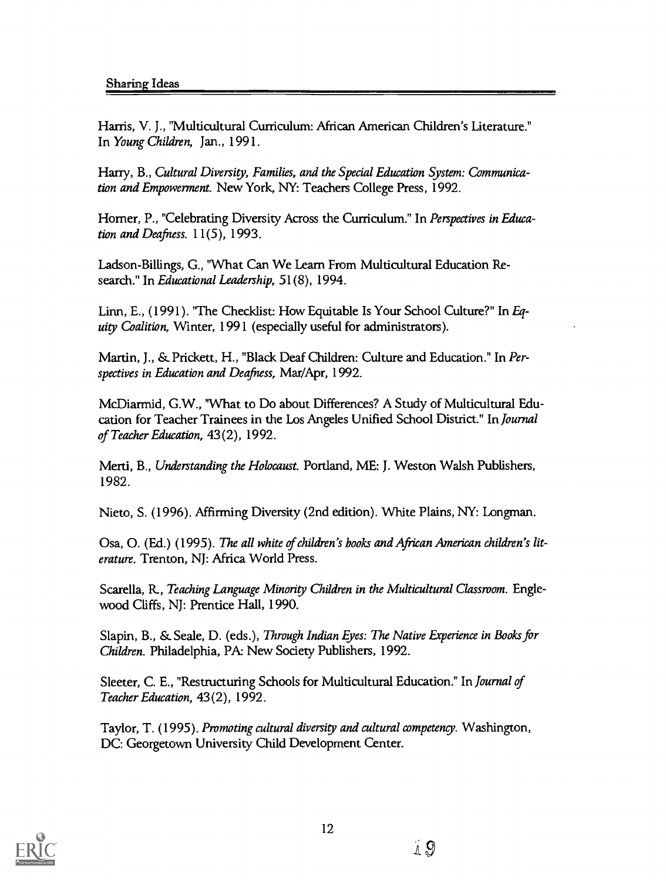Harris, V. J., "Multicultural Curriculum: African American Children's Literature." In *Young Children,* Jan., 1991.

Harry, B., *Cultural Diversity, Families, and the Special Education System: Communication and Empowerment.* New York, NY: Teachers College Press, 1992.

Horner, P., "Celebrating Diversity Across the Curriculum." In *Perspectives in Education and Deafness.* 11(5), 1993.

Ladson-Billings, G., "What Can We Learn From Multicultural Education Research." In *Educational Leadership,* 51(8), 1994.

Linn, E., (1991). "The Checklist: How Equitable Is Your School Culture?" In *Equity Coalition,* Winter, 1991 (especially useful for administrators).

Martin, J., & Prickett, H., "Black Deaf Children: Culture and Education." In *Perspectives in Education and Deafness,* Mar/Apr, 1992.

McDiarmid, G.W., "What to Do about Differences? A Study of Multicultural Education for Teacher Trainees in the Los Angeles Unified School District." In *Journal of Teacher Education,* 43(2), 1992.

Merti, B., *Understanding the Holocaust.* Portland, ME: J. Weston Walsh Publishers, 1982.

Nieto, S. (1996). Affirming Diversity (2nd edition). White Plains, NY: Longman.

Osa, O. (Ed.) (1995). *The all white of children's books and African American children's literature.* Trenton, NJ: Africa World Press.

Scarella, R., *Teaching Language Minority Children in the Multicultural Classroom.* Englewood Cliffs, NJ: Prentice Hall, 1990.

Slapin, B., & Seale, D. (eds.), *Through Indian Eyes: The Native Experience in Books for Children.* Philadelphia, PA: New Society Publishers, 1992.

Sleeter, C. E., "Restructuring Schools for Multicultural Education." In *Journal of Teacher Education,* 43(2), 1992.

Taylor, T. (1995). *Promoting cultural diversity and cultural competency.* Washington, DC: Georgetown University Child Development Center.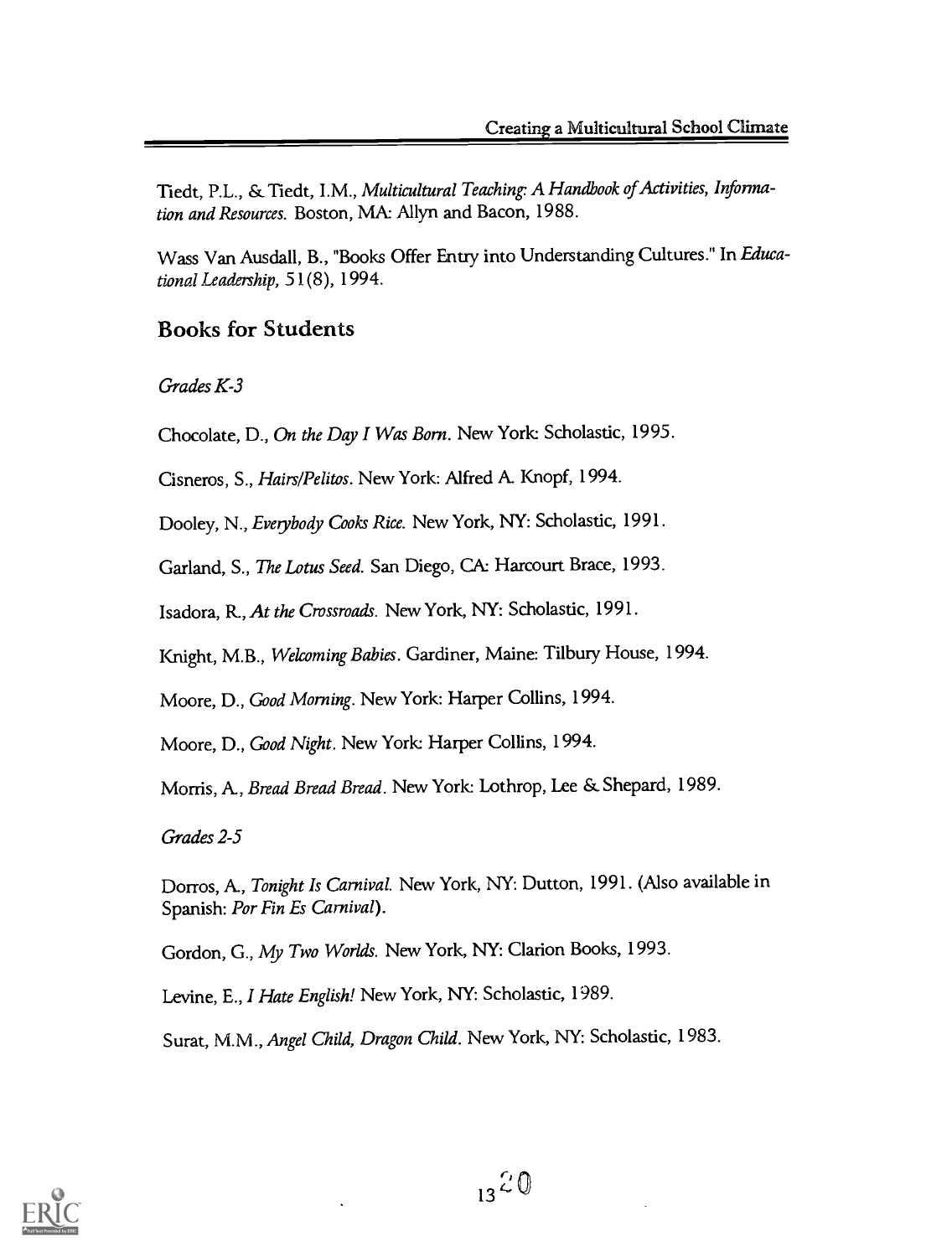Tiedt, P.L., & Tiedt, I.M., *Multicultural Teaching: A Handbook of Activities, Information and Resources.* Boston, MA: Allyn and Bacon, 1988.

Wass Van Ausdall, B., "Books Offer Entry into Understanding Cultures." In *Educational Leadership,* 51(8), 1994.

## Books for Students

*Grades K-3*

Chocolate, D., *On the Day I Was Born*. New York: Scholastic, 1995.

Cisneros, S., *Hairs/Pelitos*. New York: Alfred A. Knopf, 1994.

Dooley, N., *Everybody Cooks Rice.* New York, NY: Scholastic, 1991.

Garland, S., *The Lotus Seed.* San Diego, CA: Harcourt Brace, 1993.

Isadora, R., *At the Crossroads.* New York, NY: Scholastic, 1991.

Knight, M.B., *Welcoming Babies*. Gardiner, Maine: Tilbury House, 1994.

Moore, D., *Good Morning*. New York: Harper Collins, 1994.

Moore, D., *Good Night*. New York: Harper Collins, 1994.

Morris, A., *Bread Bread Bread*. New York: Lothrop, Lee & Shepard, 1989.

*Grades 2-5*

Dorros, A., *Tonight Is Carnival.* New York, NY: Dutton, 1991. (Also available in Spanish: *Por Fin Es Carnival*).

Gordon, G., *My Two Worlds.* New York, NY: Clarion Books, 1993.

Levine, E., *I Hate English!* New York, NY: Scholastic, 1989.

Surat, M.M., *Angel Child, Dragon Child*. New York, NY: Scholastic, 1983.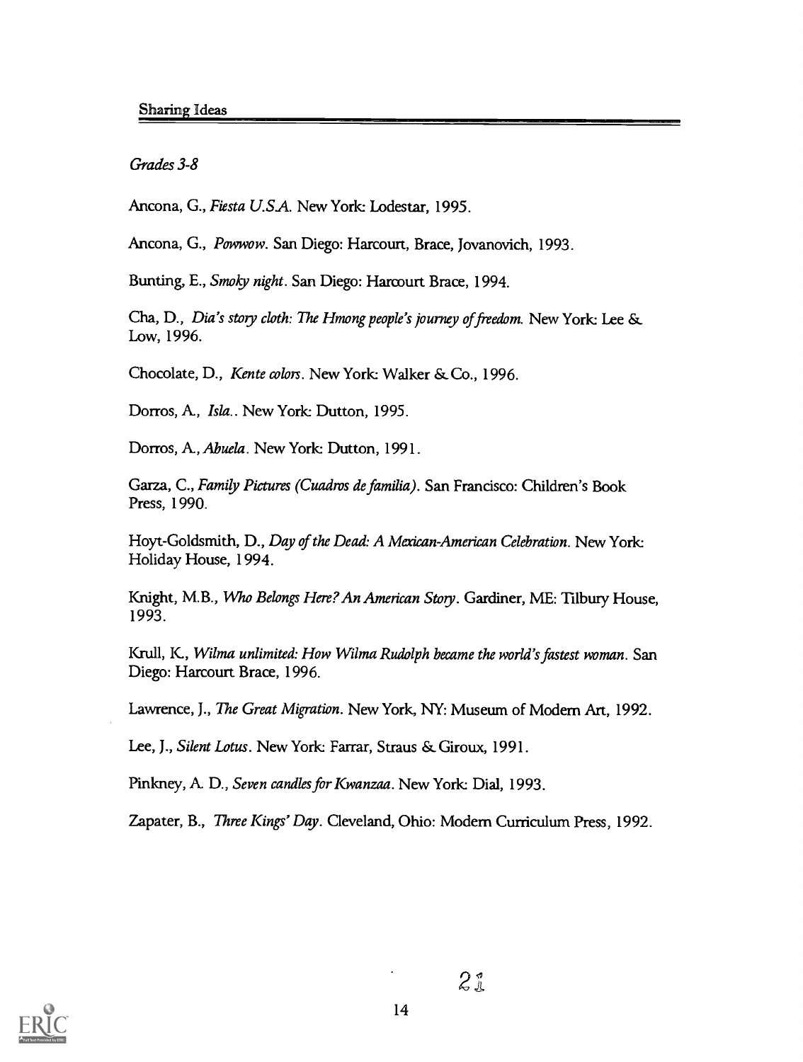*Grades 3-8*

Ancona, G., *Fiesta U.S.A.* New York: Lodestar, 1995.

Ancona, G., *Powwow*. San Diego: Harcourt, Brace, Jovanovich, 1993.

Bunting, E., *Smoky night*. San Diego: Harcourt Brace, 1994.

Cha, D., *Dia's story cloth: The Hmong people's journey of freedom.* New York: Lee & Low, 1996.

Chocolate, D., *Kente colors*. New York: Walker & Co., 1996.

Dorros, A., *Isla.*. New York: Dutton, 1995.

Dorros, A., *Abuela*. New York: Dutton, 1991.

Garza, C., *Family Pictures (Cuadros de familia)*. San Francisco: Children's Book Press, 1990.

Hoyt-Goldsmith, D., *Day of the Dead: A Mexican-American Celebration*. New York: Holiday House, 1994.

Knight, M.B., *Who Belongs Here? An American Story*. Gardiner, ME: Tilbury House, 1993.

Krull, K., *Wilma unlimited: How Wilma Rudolph became the world's fastest woman*. San Diego: Harcourt Brace, 1996.

Lawrence, J., *The Great Migration*. New York, NY: Museum of Modern Art, 1992.

Lee, J., *Silent Lotus*. New York: Farrar, Straus & Giroux, 1991.

Pinkney, A. D., *Seven candles for Kwanzaa*. New York: Dial, 1993.

Zapater, B., *Three Kings' Day*. Cleveland, Ohio: Modern Curriculum Press, 1992.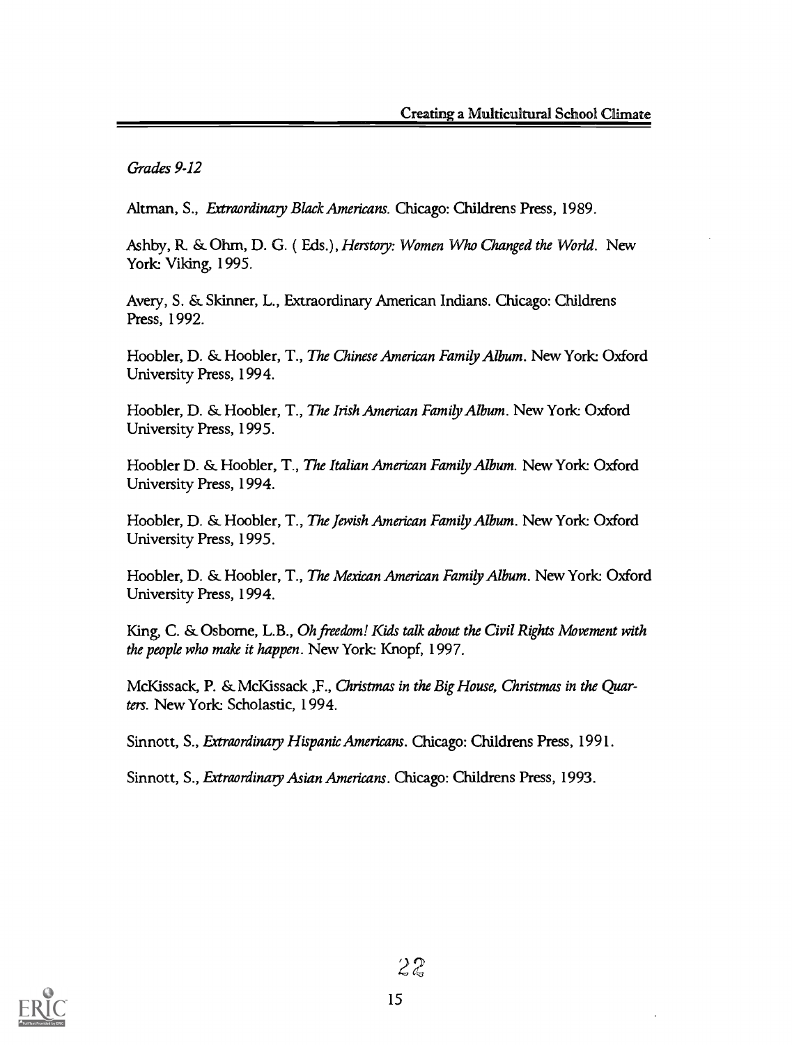*Grades 9-12*

Altman, S., *Extraordinary Black Americans.* Chicago: Childrens Press, 1989.

Ashby, R. & Ohrn, D. G. ( Eds.), *Herstory: Women Who Changed the World.* New York: Viking, 1995.

Avery, S. & Skinner, L., Extraordinary American Indians. Chicago: Childrens Press, 1992.

Hoobler, D. & Hoobler, T., *The Chinese American Family Album.* New York: Oxford University Press, 1994.

Hoobler, D. & Hoobler, T., *The Irish American Family Album.* New York: Oxford University Press, 1995.

Hoobler D. & Hoobler, T., *The Italian American Family Album.* New York: Oxford University Press, 1994.

Hoobler, D. & Hoobler, T., *The Jewish American Family Album.* New York: Oxford University Press, 1995.

Hoobler, D. & Hoobler, T., *The Mexican American Family Album.* New York: Oxford University Press, 1994.

King, C. & Osborne, L.B., *Oh freedom! Kids talk about the Civil Rights Movement with the people who make it happen.* New York: Knopf, 1997.

McKissack, P. & McKissack ,F., *Christmas in the Big House, Christmas in the Quarters.* New York: Scholastic, 1994.

Sinnott, S., *Extraordinary Hispanic Americans.* Chicago: Childrens Press, 1991.

Sinnott, S., *Extraordinary Asian Americans.* Chicago: Childrens Press, 1993.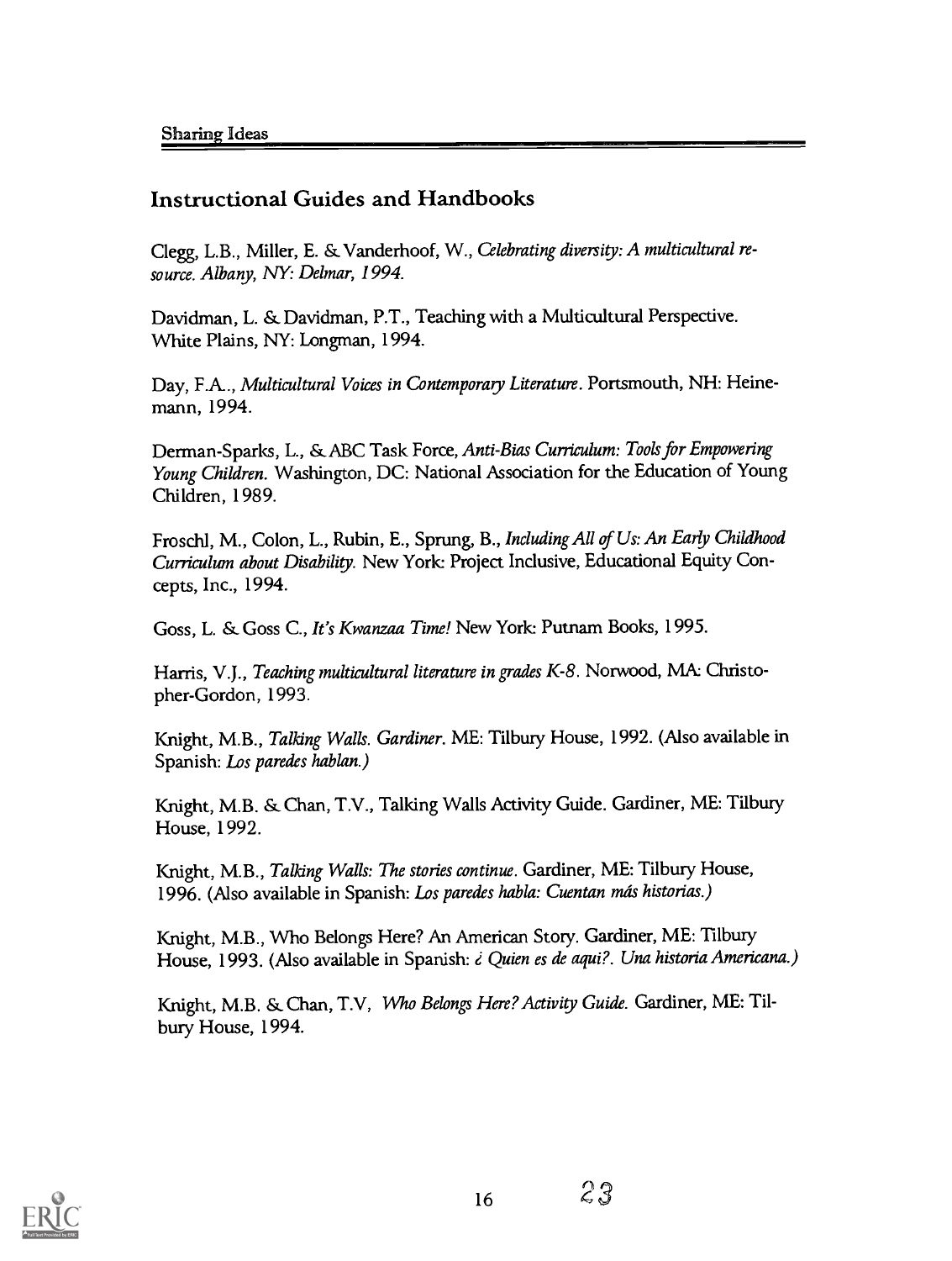## Instructional Guides and Handbooks

Clegg, L.B., Miller, E. & Vanderhoof, W., *Celebrating diversity: A multicultural resource. Albany, NY: Delmar, 1994.*

Davidman, L. & Davidman, P.T., Teaching with a Multicultural Perspective. White Plains, NY: Longman, 1994.

Day, F.A., *Multicultural Voices in Contemporary Literature*. Portsmouth, NH: Heinemann, 1994.

Derman-Sparks, L., & ABC Task Force, *Anti-Bias Curriculum: Tools for Empowering Young Children*. Washington, DC: National Association for the Education of Young Children, 1989.

Froschl, M., Colon, L., Rubin, E., Sprung, B., *Including All of Us: An Early Childhood Curriculum about Disability.* New York: Project Inclusive, Educational Equity Concepts, Inc., 1994.

Goss, L. & Goss C., *It's Kwanzaa Time!* New York: Putnam Books, 1995.

Harris, V.J., *Teaching multicultural literature in grades K-8*. Norwood, MA: Christopher-Gordon, 1993.

Knight, M.B., *Talking Walls. Gardiner*. ME: Tilbury House, 1992. (Also available in Spanish: *Los paredes hablan.)*

Knight, M.B. & Chan, T.V., Talking Walls Activity Guide. Gardiner, ME: Tilbury House, 1992.

Knight, M.B., *Talking Walls: The stories continue*. Gardiner, ME: Tilbury House, 1996. (Also available in Spanish: *Los paredes habla: Cuentan más historias.)*

Knight, M.B., Who Belongs Here? An American Story. Gardiner, ME: Tilbury House, 1993. (Also available in Spanish: *¿ Quien es de aqui?. Una historia Americana.)*

Knight, M.B. & Chan, T.V, *Who Belongs Here? Activity Guide*. Gardiner, ME: Tilbury House, 1994.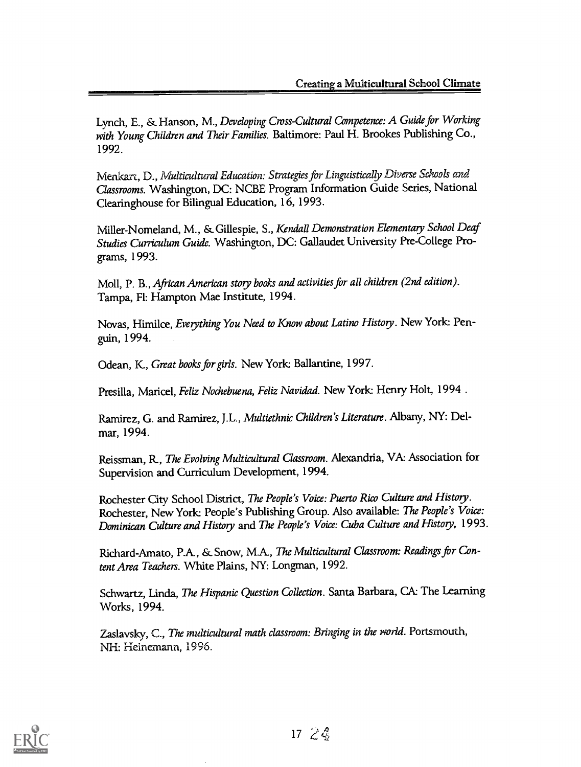Lynch, E., & Hanson, M., *Developing Cross-Cultural Competence: A Guide for Working with Young Children and Their Families*. Baltimore: Paul H. Brookes Publishing Co., 1992.

Menkart, D., *Multicultural Education: Strategies for Linguistically Diverse Schools and Classrooms*. Washington, DC: NCBE Program Information Guide Series, National Clearinghouse for Bilingual Education, 16, 1993.

Miller-Nomeland, M., & Gillespie, S., *Kendall Demonstration Elementary School Deaf Studies Curriculum Guide*. Washington, DC: Gallaudet University Pre-College Programs, 1993.

Moll, P. B., *African American story books and activities for all children (2nd edition)*. Tampa, Fl: Hampton Mae Institute, 1994.

Novas, Himilce, *Everything You Need to Know about Latino History*. New York: Penguin, 1994.

Odean, K., *Great books for girls*. New York: Ballantine, 1997.

Presilla, Maricel, *Feliz Nochebuena, Feliz Navidad*. New York: Henry Holt, 1994 .

Ramirez, G. and Ramirez, J.L., *Multiethnic Children's Literature*. Albany, NY: Delmar, 1994.

Reissman, R., *The Evolving Multicultural Classroom*. Alexandria, VA: Association for Supervision and Curriculum Development, 1994.

Rochester City School District, *The People's Voice: Puerto Rico Culture and History*. Rochester, New York: People's Publishing Group. Also available: *The People's Voice: Dominican Culture and History* and *The People's Voice: Cuba Culture and History*, 1993.

Richard-Amato, P.A., & Snow, M.A., *The Multicultural Classroom: Readings for Content Area Teachers*. White Plains, NY: Longman, 1992.

Schwartz, Linda, *The Hispanic Question Collection*. Santa Barbara, CA: The Learning Works, 1994.

Zaslavsky, C., *The multicultural math classroom: Bringing in the world*. Portsmouth, NH: Heinemann, 1996.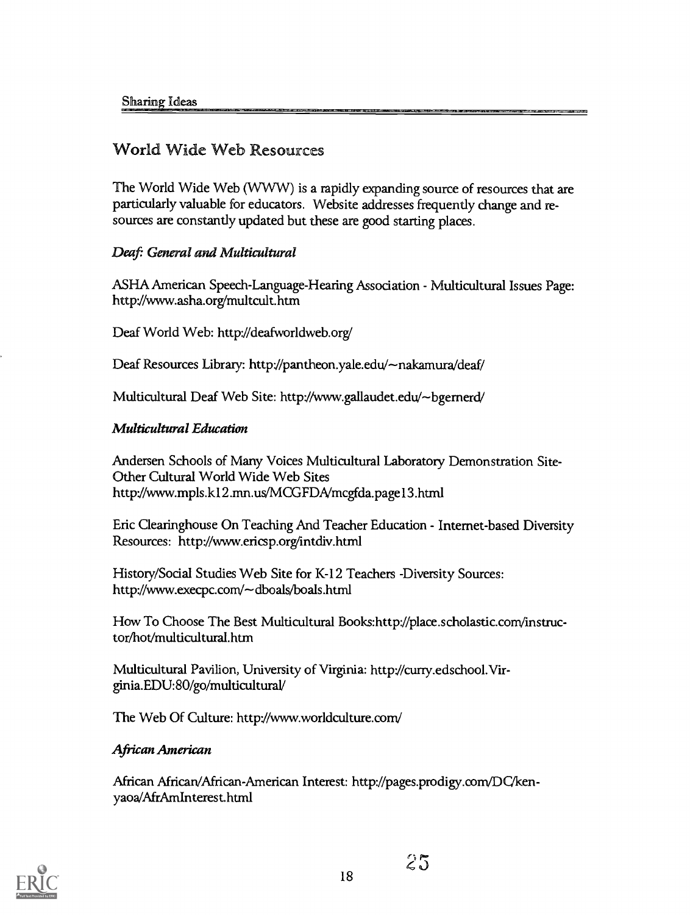## World Wide Web Resources

The World Wide Web (WWW) is a rapidly expanding source of resources that are particularly valuable for educators. Website addresses frequently change and resources are constantly updated but these are good starting places.

### *Deaf: General and Multicultural*

ASHA American Speech-Language-Hearing Association - Multicultural Issues Page: http://www.asha.org/multcult.htm

Deaf World Web: http://deafworldweb.org/

Deaf Resources Library: http://pantheon.yale.edu/~nakamura/deaf/

Multicultural Deaf Web Site: http://www.gallaudet.edu/~bgernerd/

### *Multicultural Education*

Andersen Schools of Many Voices Multicultural Laboratory Demonstration Site-Other Cultural World Wide Web Sites
http://www.mpls.k12.mn.us/MCGFDA/mcgfda.page13.html

Eric Clearinghouse On Teaching And Teacher Education - Internet-based Diversity Resources: http://www.ericsp.org/intdiv.html

History/Social Studies Web Site for K-12 Teachers -Diversity Sources: http://www.execpc.com/~dboals/boals.html

How To Choose The Best Multicultural Books:http://place.scholastic.com/instructor/hot/multicultural.htm

Multicultural Pavilion, University of Virginia: http://curry.edschool.Virginia.EDU:80/go/multicultural/

The Web Of Culture: http://www.worldculture.com/

### *African American*

African African/African-American Interest: http://pages.prodigy.com/DC/kenyaoa/AfrAmInterest.html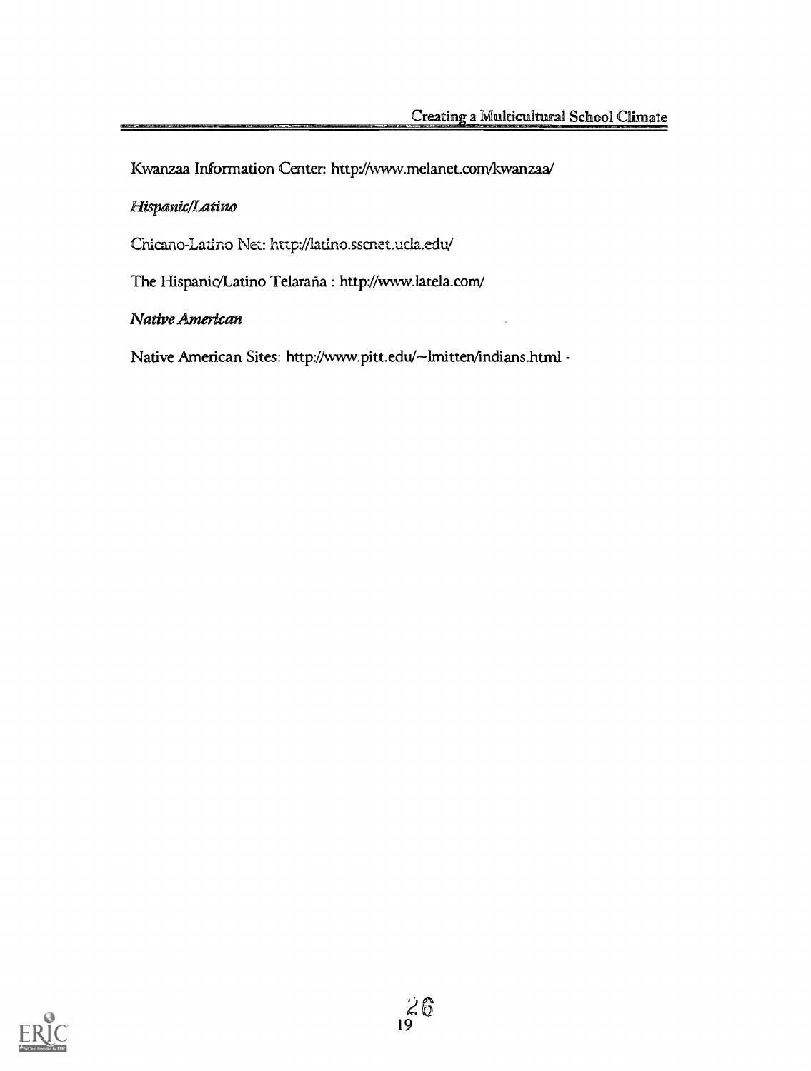Kwanzaa Information Center: http://www.melanet.com/kwanzaa/

*Hispanic/Latino*

Chicano-Latino Net: http://latino.sscnet.ucla.edu/

The Hispanic/Latino Telaraña : http://www.latela.com/

*Native American*

Native American Sites: http://www.pitt.edu/~lmitten/indians.html -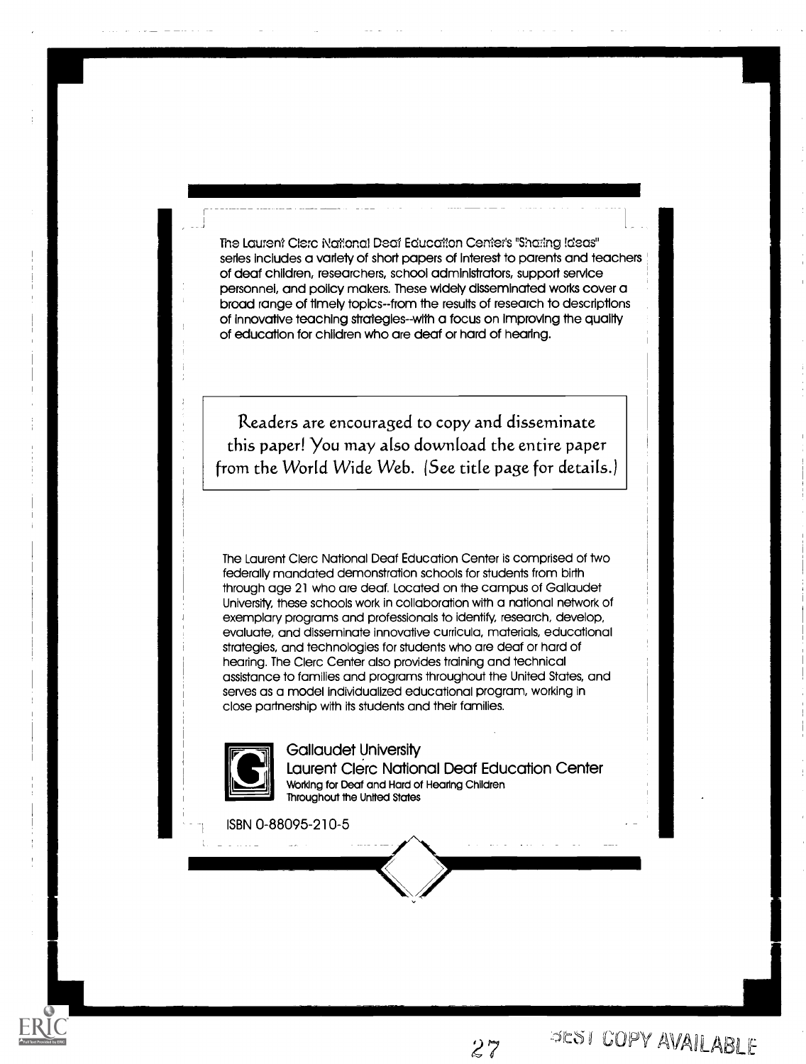The Laurent Clerc National Deaf Education Center's "Sharing Ideas" series includes a variety of short papers of interest to parents and teachers of deaf children, researchers, school administrators, support service personnel, and policy makers. These widely disseminated works cover a broad range of timely topics--from the results of research to descriptions of innovative teaching strategies--with a focus on improving the quality of education for children who are deaf or hard of hearing.

Readers are encouraged to copy and disseminate this paper! You may also download the entire paper from the World Wide Web. (See title page for details.)

The Laurent Clerc National Deaf Education Center is comprised of two federally mandated demonstration schools for students from birth through age 21 who are deaf. Located on the campus of Gallaudet University, these schools work in collaboration with a national network of exemplary programs and professionals to identify, research, develop, evaluate, and disseminate innovative curricula, materials, educational strategies, and technologies for students who are deaf or hard of hearing. The Clerc Center also provides training and technical assistance to families and programs throughout the United States, and serves as a model individualized educational program, working in close partnership with its students and their families.

Gallaudet University
Laurent Clerc National Deaf Education Center
Working for Deaf and Hard of Hearing Children
Throughout the United States

ISBN 0-88095-210-5

BEST COPY AVAILABLE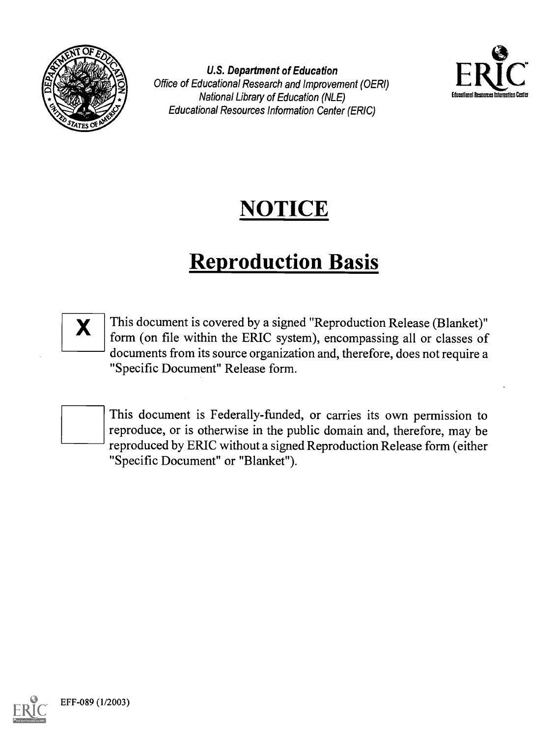**U.S. Department of Education**
*Office of Educational Research and Improvement (OERI)*
*National Library of Education (NLE)*
*Educational Resources Information Center (ERIC)*

ERIC
Educational Resources Information Center

# NOTICE

# Reproduction Basis

- [X] This document is covered by a signed "Reproduction Release (Blanket)" form (on file within the ERIC system), encompassing all or classes of documents from its source organization and, therefore, does not require a "Specific Document" Release form.

- [ ] This document is Federally-funded, or carries its own permission to reproduce, or is otherwise in the public domain and, therefore, may be reproduced by ERIC without a signed Reproduction Release form (either "Specific Document" or "Blanket").

EFF-089 (1/2003)